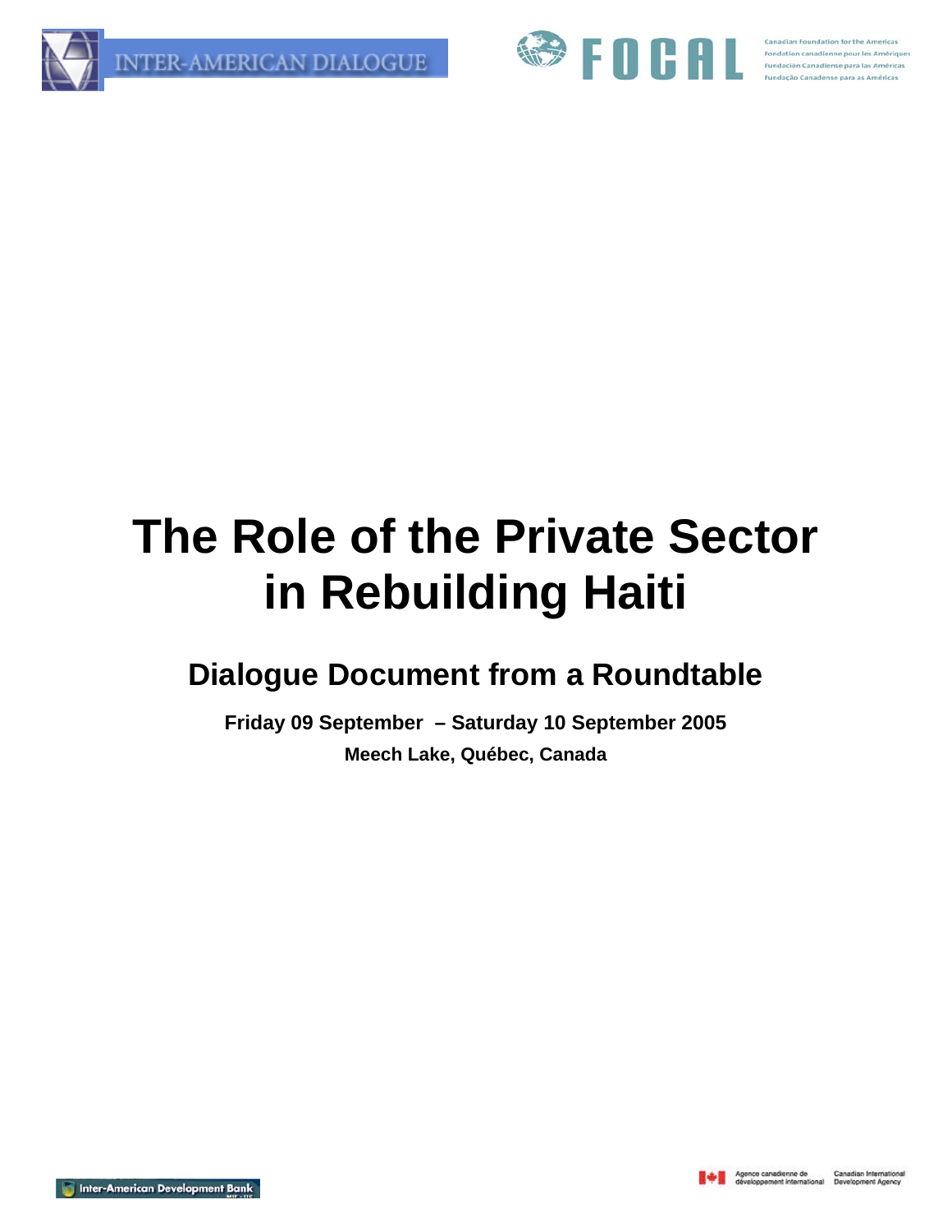INTER-AMERICAN DIALOGUE

FOCAL

Canadian Foundation for the Americas
Fondation canadienne pour les Amériques
Fundación Canadiense para las Américas
Fundação Canadense para as Américas

# The Role of the Private Sector in Rebuilding Haiti

## Dialogue Document from a Roundtable

**Friday 09 September – Saturday 10 September 2005**

**Meech Lake, Québec, Canada**

Inter-American Development Bank

Agence canadienne de développement international | Canadian International Development Agency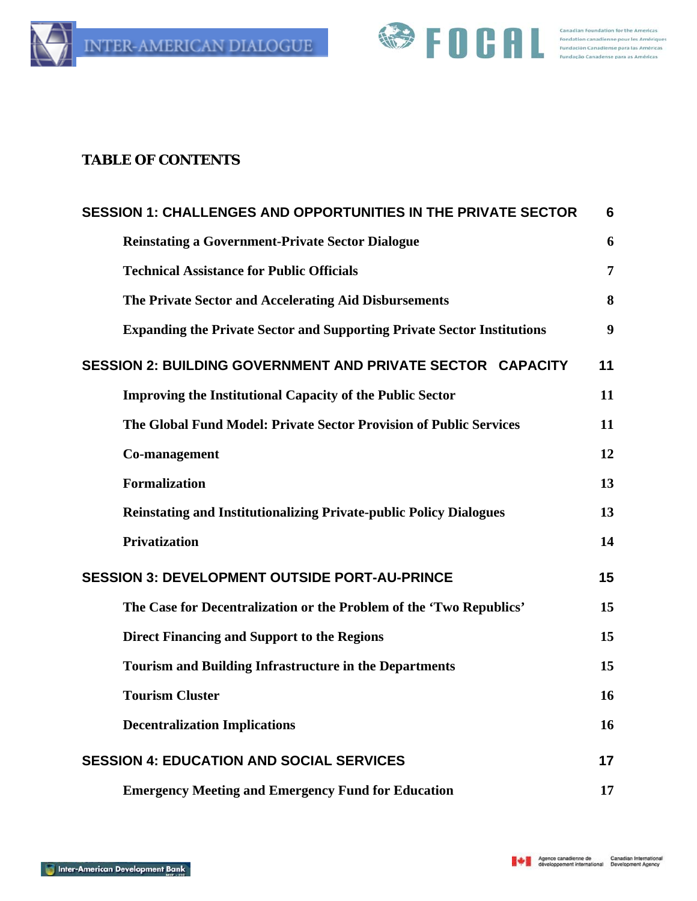# TABLE OF CONTENTS

| | |
|---|---|
| **SESSION 1: CHALLENGES AND OPPORTUNITIES IN THE PRIVATE SECTOR** | **6** |
| **Reinstating a Government-Private Sector Dialogue** | **6** |
| **Technical Assistance for Public Officials** | **7** |
| **The Private Sector and Accelerating Aid Disbursements** | **8** |
| **Expanding the Private Sector and Supporting Private Sector Institutions** | **9** |
| **SESSION 2: BUILDING GOVERNMENT AND PRIVATE SECTOR CAPACITY** | **11** |
| **Improving the Institutional Capacity of the Public Sector** | **11** |
| **The Global Fund Model: Private Sector Provision of Public Services** | **11** |
| **Co-management** | **12** |
| **Formalization** | **13** |
| **Reinstating and Institutionalizing Private-public Policy Dialogues** | **13** |
| **Privatization** | **14** |
| **SESSION 3: DEVELOPMENT OUTSIDE PORT-AU-PRINCE** | **15** |
| **The Case for Decentralization or the Problem of the 'Two Republics'** | **15** |
| **Direct Financing and Support to the Regions** | **15** |
| **Tourism and Building Infrastructure in the Departments** | **15** |
| **Tourism Cluster** | **16** |
| **Decentralization Implications** | **16** |
| **SESSION 4: EDUCATION AND SOCIAL SERVICES** | **17** |
| **Emergency Meeting and Emergency Fund for Education** | **17** |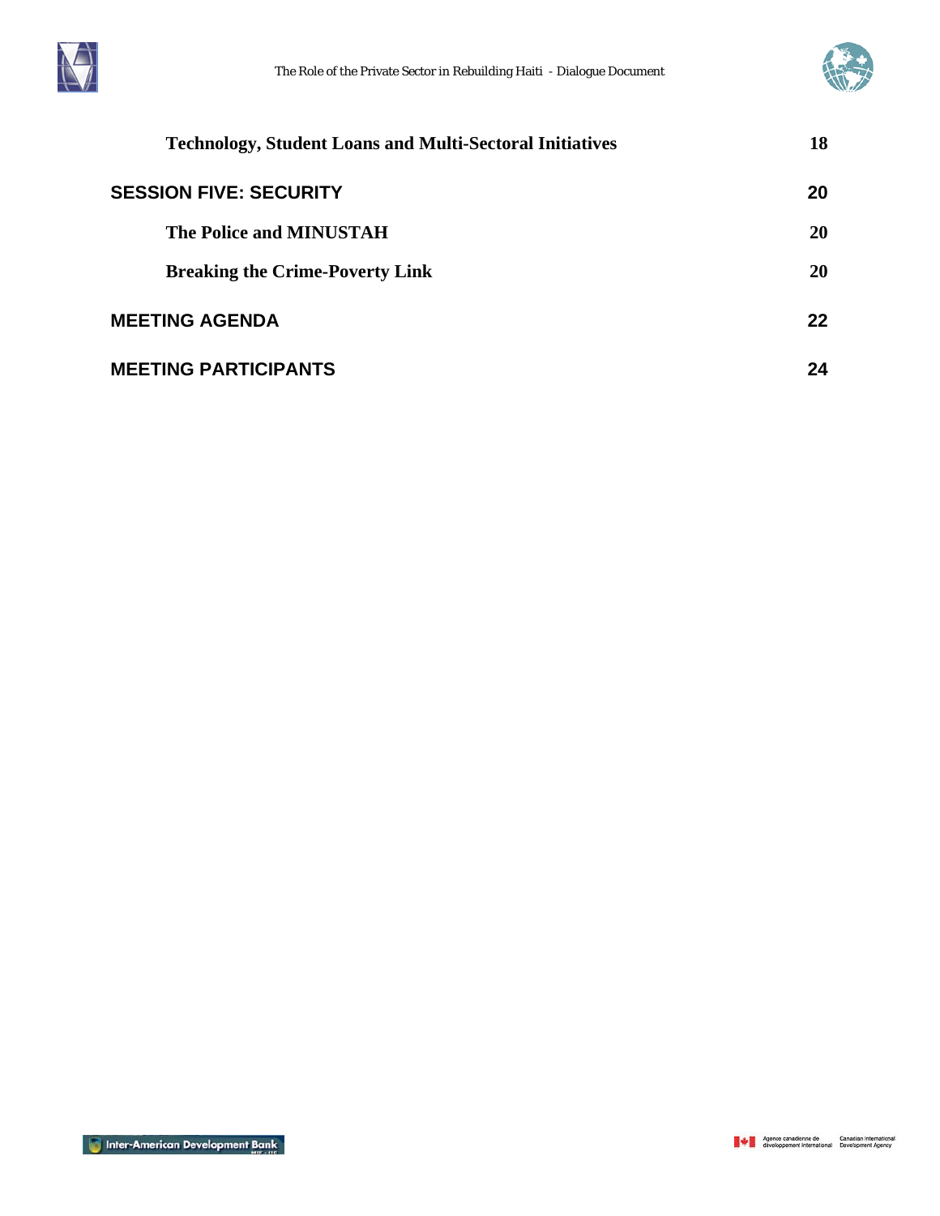| | |
|---|---|
| **Technology, Student Loans and Multi-Sectoral Initiatives** | **18** |
| **SESSION FIVE: SECURITY** | **20** |
| **The Police and MINUSTAH** | **20** |
| **Breaking the Crime-Poverty Link** | **20** |
| **MEETING AGENDA** | **22** |
| **MEETING PARTICIPANTS** | **24** |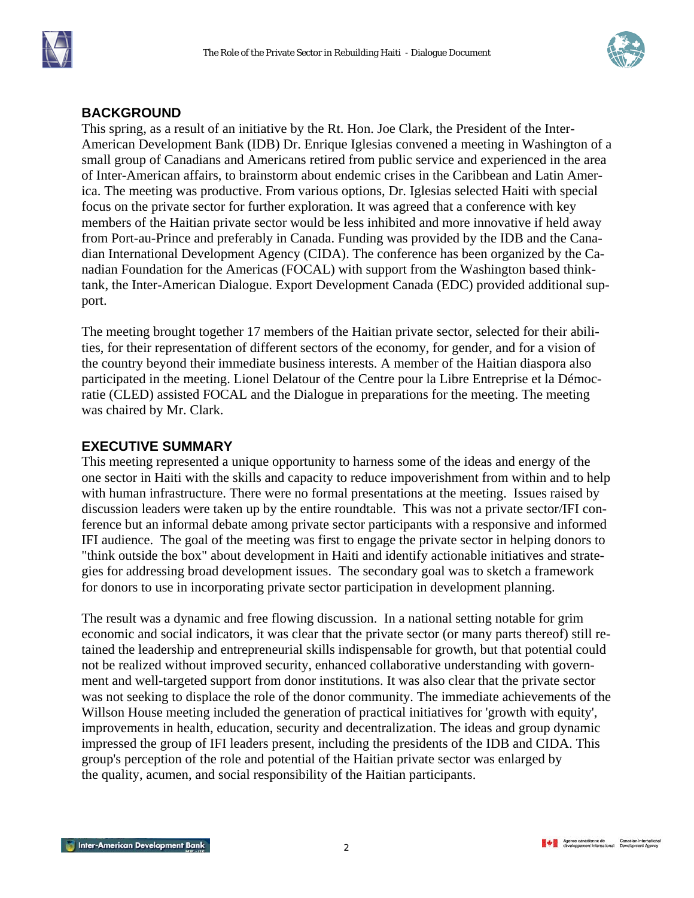## BACKGROUND

This spring, as a result of an initiative by the Rt. Hon. Joe Clark, the President of the Inter-American Development Bank (IDB) Dr. Enrique Iglesias convened a meeting in Washington of a small group of Canadians and Americans retired from public service and experienced in the area of Inter-American affairs, to brainstorm about endemic crises in the Caribbean and Latin America. The meeting was productive. From various options, Dr. Iglesias selected Haiti with special focus on the private sector for further exploration. It was agreed that a conference with key members of the Haitian private sector would be less inhibited and more innovative if held away from Port-au-Prince and preferably in Canada. Funding was provided by the IDB and the Canadian International Development Agency (CIDA). The conference has been organized by the Canadian Foundation for the Americas (FOCAL) with support from the Washington based think-tank, the Inter-American Dialogue. Export Development Canada (EDC) provided additional support.

The meeting brought together 17 members of the Haitian private sector, selected for their abilities, for their representation of different sectors of the economy, for gender, and for a vision of the country beyond their immediate business interests. A member of the Haitian diaspora also participated in the meeting. Lionel Delatour of the Centre pour la Libre Entreprise et la Démocratie (CLED) assisted FOCAL and the Dialogue in preparations for the meeting. The meeting was chaired by Mr. Clark.

## EXECUTIVE SUMMARY

This meeting represented a unique opportunity to harness some of the ideas and energy of the one sector in Haiti with the skills and capacity to reduce impoverishment from within and to help with human infrastructure. There were no formal presentations at the meeting. Issues raised by discussion leaders were taken up by the entire roundtable. This was not a private sector/IFI conference but an informal debate among private sector participants with a responsive and informed IFI audience. The goal of the meeting was first to engage the private sector in helping donors to "think outside the box" about development in Haiti and identify actionable initiatives and strategies for addressing broad development issues. The secondary goal was to sketch a framework for donors to use in incorporating private sector participation in development planning.

The result was a dynamic and free flowing discussion. In a national setting notable for grim economic and social indicators, it was clear that the private sector (or many parts thereof) still retained the leadership and entrepreneurial skills indispensable for growth, but that potential could not be realized without improved security, enhanced collaborative understanding with government and well-targeted support from donor institutions. It was also clear that the private sector was not seeking to displace the role of the donor community. The immediate achievements of the Willson House meeting included the generation of practical initiatives for 'growth with equity', improvements in health, education, security and decentralization. The ideas and group dynamic impressed the group of IFI leaders present, including the presidents of the IDB and CIDA. This group's perception of the role and potential of the Haitian private sector was enlarged by the quality, acumen, and social responsibility of the Haitian participants.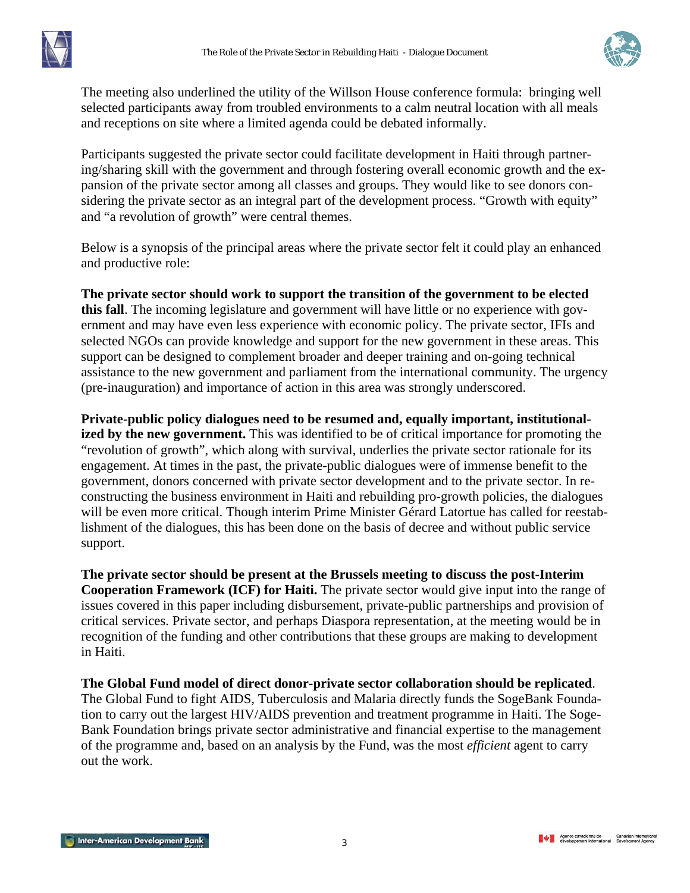The meeting also underlined the utility of the Willson House conference formula: bringing well selected participants away from troubled environments to a calm neutral location with all meals and receptions on site where a limited agenda could be debated informally.

Participants suggested the private sector could facilitate development in Haiti through partnering/sharing skill with the government and through fostering overall economic growth and the expansion of the private sector among all classes and groups. They would like to see donors considering the private sector as an integral part of the development process. "Growth with equity" and "a revolution of growth" were central themes.

Below is a synopsis of the principal areas where the private sector felt it could play an enhanced and productive role:

**The private sector should work to support the transition of the government to be elected this fall**. The incoming legislature and government will have little or no experience with government and may have even less experience with economic policy. The private sector, IFIs and selected NGOs can provide knowledge and support for the new government in these areas. This support can be designed to complement broader and deeper training and on-going technical assistance to the new government and parliament from the international community. The urgency (pre-inauguration) and importance of action in this area was strongly underscored.

**Private-public policy dialogues need to be resumed and, equally important, institutionalized by the new government.** This was identified to be of critical importance for promoting the "revolution of growth", which along with survival, underlies the private sector rationale for its engagement. At times in the past, the private-public dialogues were of immense benefit to the government, donors concerned with private sector development and to the private sector. In reconstructing the business environment in Haiti and rebuilding pro-growth policies, the dialogues will be even more critical. Though interim Prime Minister Gérard Latortue has called for reestablishment of the dialogues, this has been done on the basis of decree and without public service support.

**The private sector should be present at the Brussels meeting to discuss the post-Interim Cooperation Framework (ICF) for Haiti.** The private sector would give input into the range of issues covered in this paper including disbursement, private-public partnerships and provision of critical services. Private sector, and perhaps Diaspora representation, at the meeting would be in recognition of the funding and other contributions that these groups are making to development in Haiti.

**The Global Fund model of direct donor-private sector collaboration should be replicated**. The Global Fund to fight AIDS, Tuberculosis and Malaria directly funds the SogeBank Foundation to carry out the largest HIV/AIDS prevention and treatment programme in Haiti. The SogeBank Foundation brings private sector administrative and financial expertise to the management of the programme and, based on an analysis by the Fund, was the most *efficient* agent to carry out the work.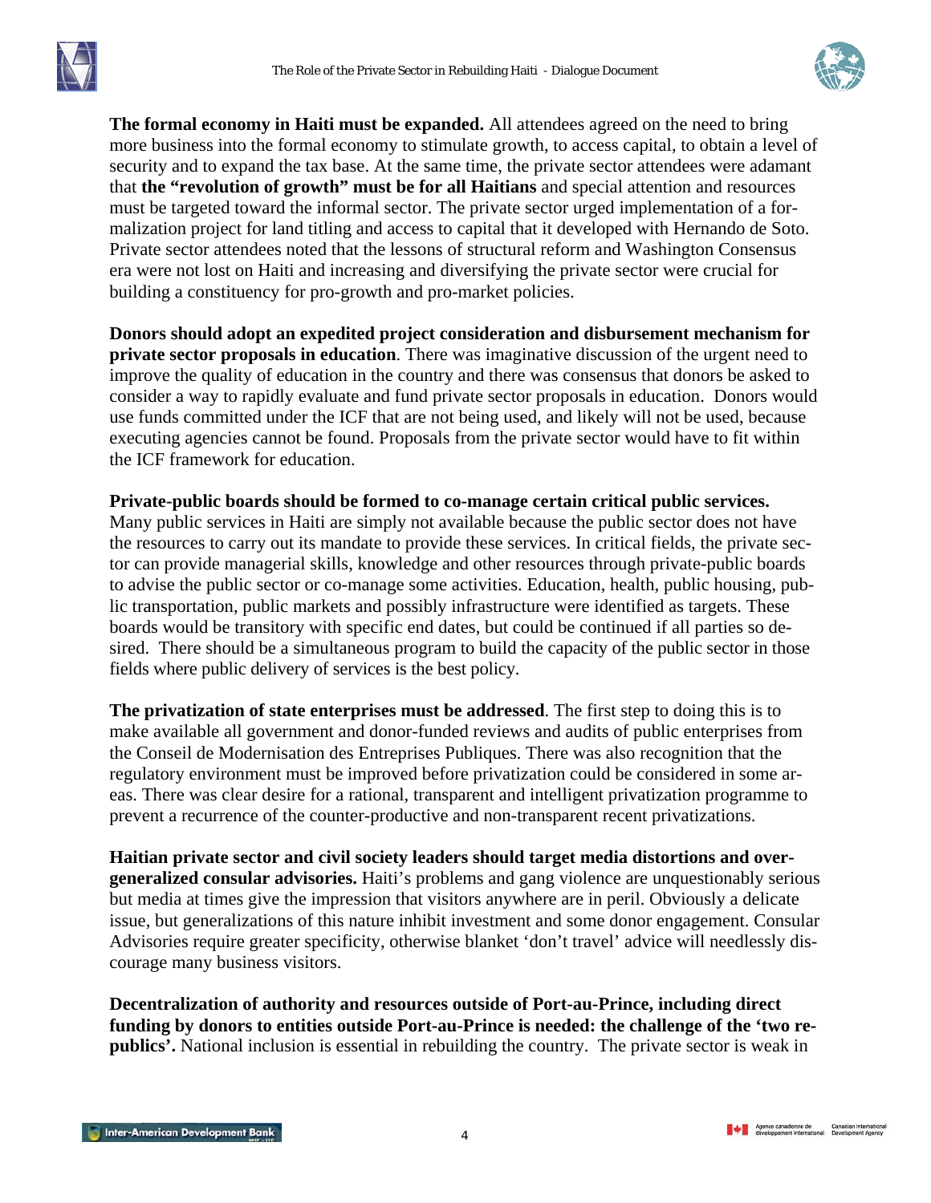**The formal economy in Haiti must be expanded.** All attendees agreed on the need to bring more business into the formal economy to stimulate growth, to access capital, to obtain a level of security and to expand the tax base. At the same time, the private sector attendees were adamant that **the "revolution of growth" must be for all Haitians** and special attention and resources must be targeted toward the informal sector. The private sector urged implementation of a formalization project for land titling and access to capital that it developed with Hernando de Soto. Private sector attendees noted that the lessons of structural reform and Washington Consensus era were not lost on Haiti and increasing and diversifying the private sector were crucial for building a constituency for pro-growth and pro-market policies.

**Donors should adopt an expedited project consideration and disbursement mechanism for private sector proposals in education**. There was imaginative discussion of the urgent need to improve the quality of education in the country and there was consensus that donors be asked to consider a way to rapidly evaluate and fund private sector proposals in education. Donors would use funds committed under the ICF that are not being used, and likely will not be used, because executing agencies cannot be found. Proposals from the private sector would have to fit within the ICF framework for education.

**Private-public boards should be formed to co-manage certain critical public services.** Many public services in Haiti are simply not available because the public sector does not have the resources to carry out its mandate to provide these services. In critical fields, the private sector can provide managerial skills, knowledge and other resources through private-public boards to advise the public sector or co-manage some activities. Education, health, public housing, public transportation, public markets and possibly infrastructure were identified as targets. These boards would be transitory with specific end dates, but could be continued if all parties so desired. There should be a simultaneous program to build the capacity of the public sector in those fields where public delivery of services is the best policy.

**The privatization of state enterprises must be addressed**. The first step to doing this is to make available all government and donor-funded reviews and audits of public enterprises from the Conseil de Modernisation des Entreprises Publiques. There was also recognition that the regulatory environment must be improved before privatization could be considered in some areas. There was clear desire for a rational, transparent and intelligent privatization programme to prevent a recurrence of the counter-productive and non-transparent recent privatizations.

**Haitian private sector and civil society leaders should target media distortions and over-generalized consular advisories.** Haiti's problems and gang violence are unquestionably serious but media at times give the impression that visitors anywhere are in peril. Obviously a delicate issue, but generalizations of this nature inhibit investment and some donor engagement. Consular Advisories require greater specificity, otherwise blanket 'don't travel' advice will needlessly discourage many business visitors.

**Decentralization of authority and resources outside of Port-au-Prince, including direct funding by donors to entities outside Port-au-Prince is needed: the challenge of the 'two republics'.** National inclusion is essential in rebuilding the country. The private sector is weak in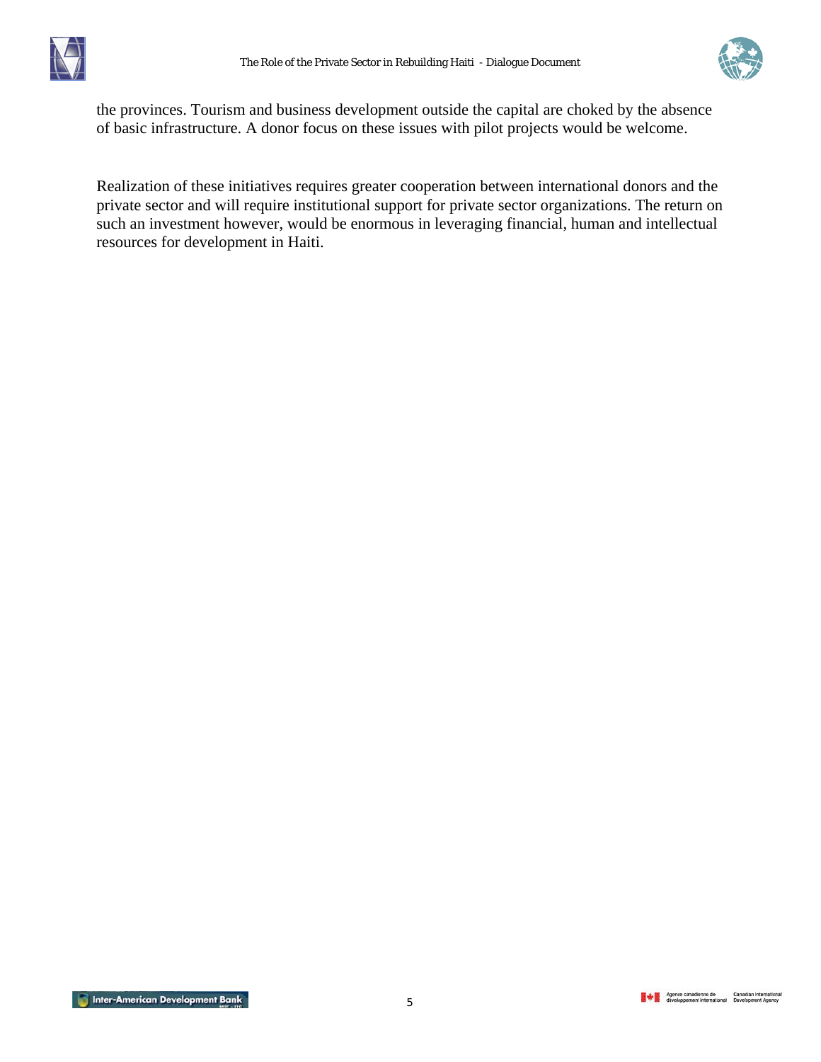the provinces. Tourism and business development outside the capital are choked by the absence of basic infrastructure. A donor focus on these issues with pilot projects would be welcome.

Realization of these initiatives requires greater cooperation between international donors and the private sector and will require institutional support for private sector organizations. The return on such an investment however, would be enormous in leveraging financial, human and intellectual resources for development in Haiti.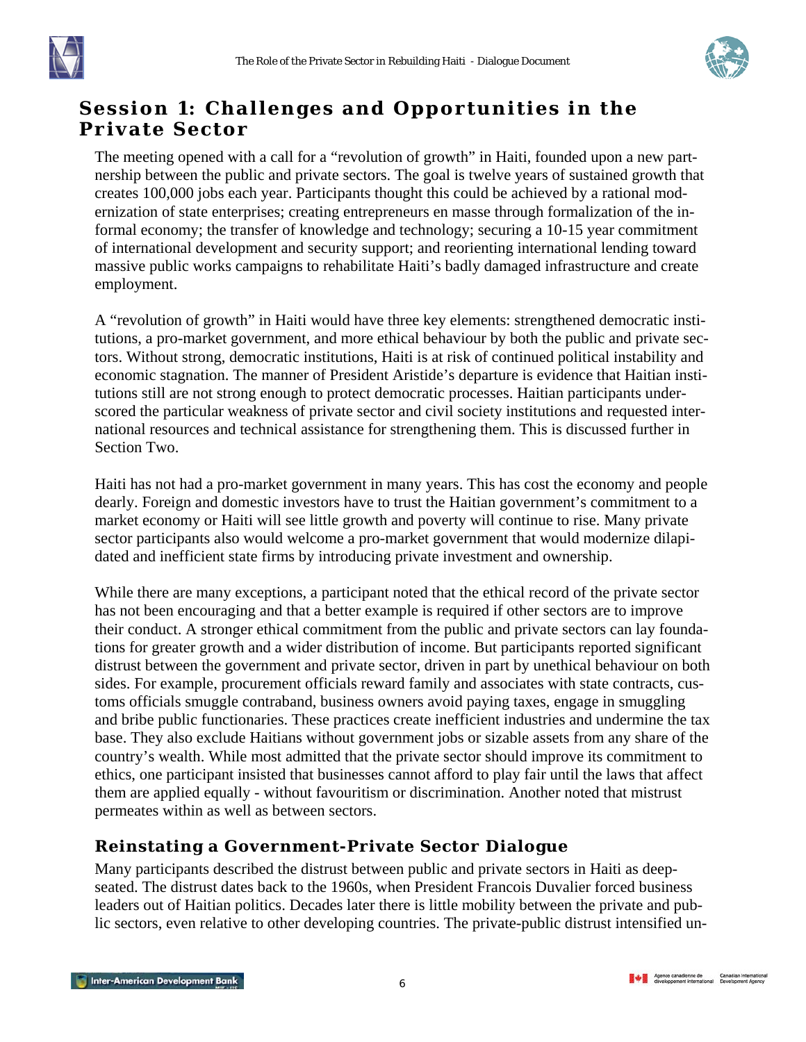## Session 1: Challenges and Opportunities in the Private Sector

The meeting opened with a call for a "revolution of growth" in Haiti, founded upon a new partnership between the public and private sectors. The goal is twelve years of sustained growth that creates 100,000 jobs each year. Participants thought this could be achieved by a rational modernization of state enterprises; creating entrepreneurs en masse through formalization of the informal economy; the transfer of knowledge and technology; securing a 10-15 year commitment of international development and security support; and reorienting international lending toward massive public works campaigns to rehabilitate Haiti's badly damaged infrastructure and create employment.

A "revolution of growth" in Haiti would have three key elements: strengthened democratic institutions, a pro-market government, and more ethical behaviour by both the public and private sectors. Without strong, democratic institutions, Haiti is at risk of continued political instability and economic stagnation. The manner of President Aristide's departure is evidence that Haitian institutions still are not strong enough to protect democratic processes. Haitian participants underscored the particular weakness of private sector and civil society institutions and requested international resources and technical assistance for strengthening them. This is discussed further in Section Two.

Haiti has not had a pro-market government in many years. This has cost the economy and people dearly. Foreign and domestic investors have to trust the Haitian government's commitment to a market economy or Haiti will see little growth and poverty will continue to rise. Many private sector participants also would welcome a pro-market government that would modernize dilapidated and inefficient state firms by introducing private investment and ownership.

While there are many exceptions, a participant noted that the ethical record of the private sector has not been encouraging and that a better example is required if other sectors are to improve their conduct. A stronger ethical commitment from the public and private sectors can lay foundations for greater growth and a wider distribution of income. But participants reported significant distrust between the government and private sector, driven in part by unethical behaviour on both sides. For example, procurement officials reward family and associates with state contracts, customs officials smuggle contraband, business owners avoid paying taxes, engage in smuggling and bribe public functionaries. These practices create inefficient industries and undermine the tax base. They also exclude Haitians without government jobs or sizable assets from any share of the country's wealth. While most admitted that the private sector should improve its commitment to ethics, one participant insisted that businesses cannot afford to play fair until the laws that affect them are applied equally - without favouritism or discrimination. Another noted that mistrust permeates within as well as between sectors.

### Reinstating a Government-Private Sector Dialogue

Many participants described the distrust between public and private sectors in Haiti as deep-seated. The distrust dates back to the 1960s, when President Francois Duvalier forced business leaders out of Haitian politics. Decades later there is little mobility between the private and public sectors, even relative to other developing countries. The private-public distrust intensified un-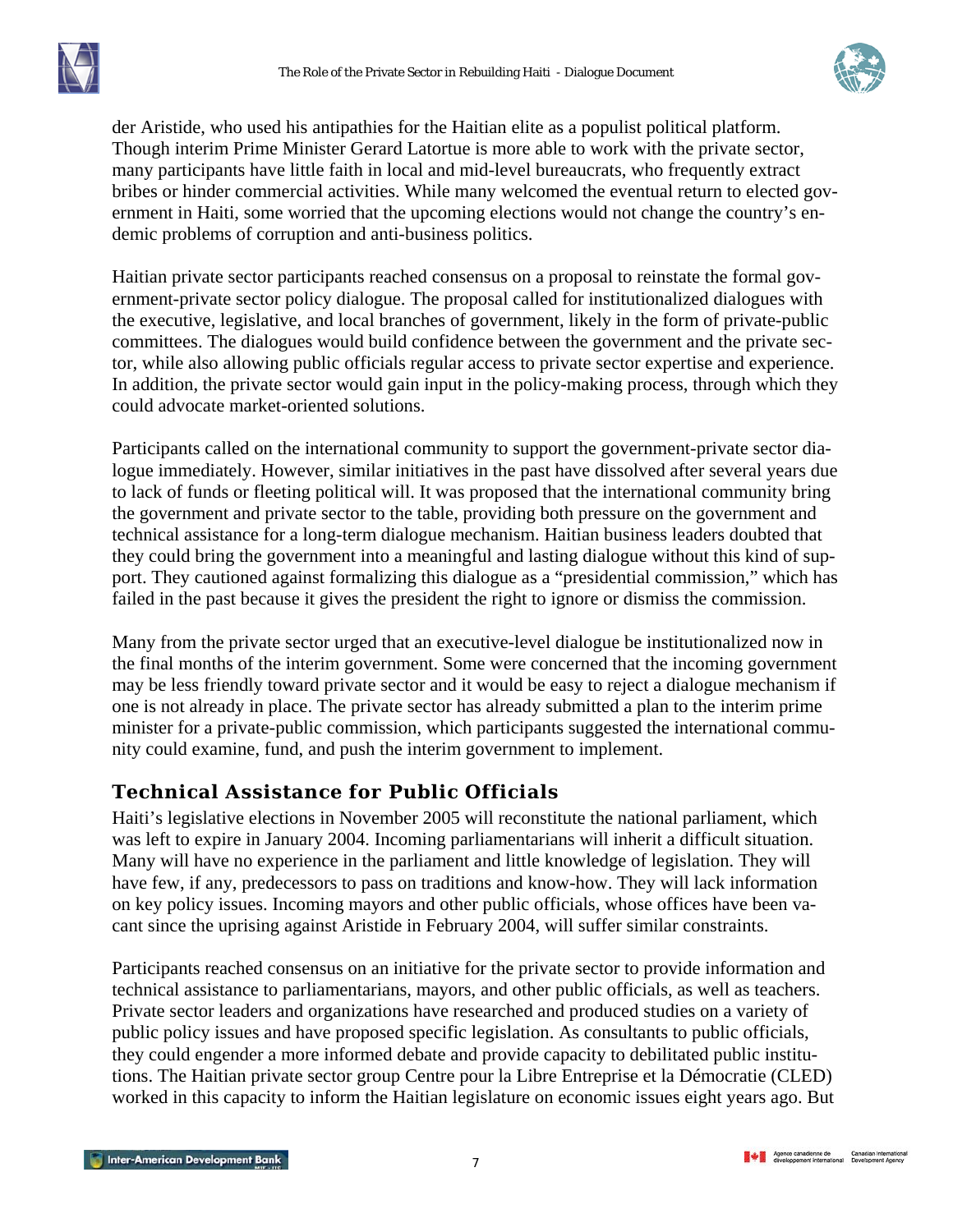der Aristide, who used his antipathies for the Haitian elite as a populist political platform. Though interim Prime Minister Gerard Latortue is more able to work with the private sector, many participants have little faith in local and mid-level bureaucrats, who frequently extract bribes or hinder commercial activities. While many welcomed the eventual return to elected government in Haiti, some worried that the upcoming elections would not change the country's endemic problems of corruption and anti-business politics.

Haitian private sector participants reached consensus on a proposal to reinstate the formal government-private sector policy dialogue. The proposal called for institutionalized dialogues with the executive, legislative, and local branches of government, likely in the form of private-public committees. The dialogues would build confidence between the government and the private sector, while also allowing public officials regular access to private sector expertise and experience. In addition, the private sector would gain input in the policy-making process, through which they could advocate market-oriented solutions.

Participants called on the international community to support the government-private sector dialogue immediately. However, similar initiatives in the past have dissolved after several years due to lack of funds or fleeting political will. It was proposed that the international community bring the government and private sector to the table, providing both pressure on the government and technical assistance for a long-term dialogue mechanism. Haitian business leaders doubted that they could bring the government into a meaningful and lasting dialogue without this kind of support. They cautioned against formalizing this dialogue as a "presidential commission," which has failed in the past because it gives the president the right to ignore or dismiss the commission.

Many from the private sector urged that an executive-level dialogue be institutionalized now in the final months of the interim government. Some were concerned that the incoming government may be less friendly toward private sector and it would be easy to reject a dialogue mechanism if one is not already in place. The private sector has already submitted a plan to the interim prime minister for a private-public commission, which participants suggested the international community could examine, fund, and push the interim government to implement.

## Technical Assistance for Public Officials

Haiti's legislative elections in November 2005 will reconstitute the national parliament, which was left to expire in January 2004. Incoming parliamentarians will inherit a difficult situation. Many will have no experience in the parliament and little knowledge of legislation. They will have few, if any, predecessors to pass on traditions and know-how. They will lack information on key policy issues. Incoming mayors and other public officials, whose offices have been vacant since the uprising against Aristide in February 2004, will suffer similar constraints.

Participants reached consensus on an initiative for the private sector to provide information and technical assistance to parliamentarians, mayors, and other public officials, as well as teachers. Private sector leaders and organizations have researched and produced studies on a variety of public policy issues and have proposed specific legislation. As consultants to public officials, they could engender a more informed debate and provide capacity to debilitated public institutions. The Haitian private sector group Centre pour la Libre Entreprise et la Démocratie (CLED) worked in this capacity to inform the Haitian legislature on economic issues eight years ago. But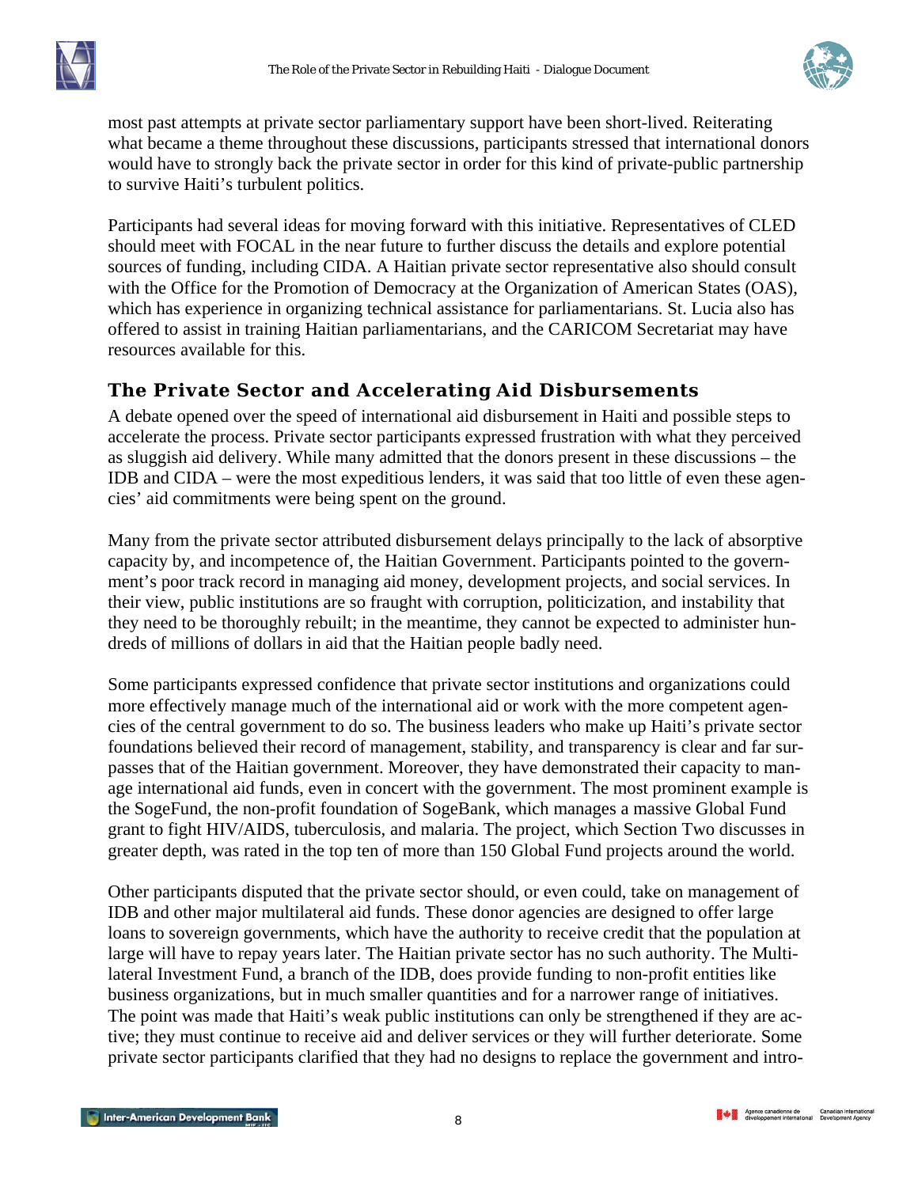most past attempts at private sector parliamentary support have been short-lived. Reiterating what became a theme throughout these discussions, participants stressed that international donors would have to strongly back the private sector in order for this kind of private-public partnership to survive Haiti's turbulent politics.

Participants had several ideas for moving forward with this initiative. Representatives of CLED should meet with FOCAL in the near future to further discuss the details and explore potential sources of funding, including CIDA. A Haitian private sector representative also should consult with the Office for the Promotion of Democracy at the Organization of American States (OAS), which has experience in organizing technical assistance for parliamentarians. St. Lucia also has offered to assist in training Haitian parliamentarians, and the CARICOM Secretariat may have resources available for this.

## The Private Sector and Accelerating Aid Disbursements

A debate opened over the speed of international aid disbursement in Haiti and possible steps to accelerate the process. Private sector participants expressed frustration with what they perceived as sluggish aid delivery. While many admitted that the donors present in these discussions – the IDB and CIDA – were the most expeditious lenders, it was said that too little of even these agencies' aid commitments were being spent on the ground.

Many from the private sector attributed disbursement delays principally to the lack of absorptive capacity by, and incompetence of, the Haitian Government. Participants pointed to the government's poor track record in managing aid money, development projects, and social services. In their view, public institutions are so fraught with corruption, politicization, and instability that they need to be thoroughly rebuilt; in the meantime, they cannot be expected to administer hundreds of millions of dollars in aid that the Haitian people badly need.

Some participants expressed confidence that private sector institutions and organizations could more effectively manage much of the international aid or work with the more competent agencies of the central government to do so. The business leaders who make up Haiti's private sector foundations believed their record of management, stability, and transparency is clear and far surpasses that of the Haitian government. Moreover, they have demonstrated their capacity to manage international aid funds, even in concert with the government. The most prominent example is the SogeFund, the non-profit foundation of SogeBank, which manages a massive Global Fund grant to fight HIV/AIDS, tuberculosis, and malaria. The project, which Section Two discusses in greater depth, was rated in the top ten of more than 150 Global Fund projects around the world.

Other participants disputed that the private sector should, or even could, take on management of IDB and other major multilateral aid funds. These donor agencies are designed to offer large loans to sovereign governments, which have the authority to receive credit that the population at large will have to repay years later. The Haitian private sector has no such authority. The Multilateral Investment Fund, a branch of the IDB, does provide funding to non-profit entities like business organizations, but in much smaller quantities and for a narrower range of initiatives. The point was made that Haiti's weak public institutions can only be strengthened if they are active; they must continue to receive aid and deliver services or they will further deteriorate. Some private sector participants clarified that they had no designs to replace the government and intro-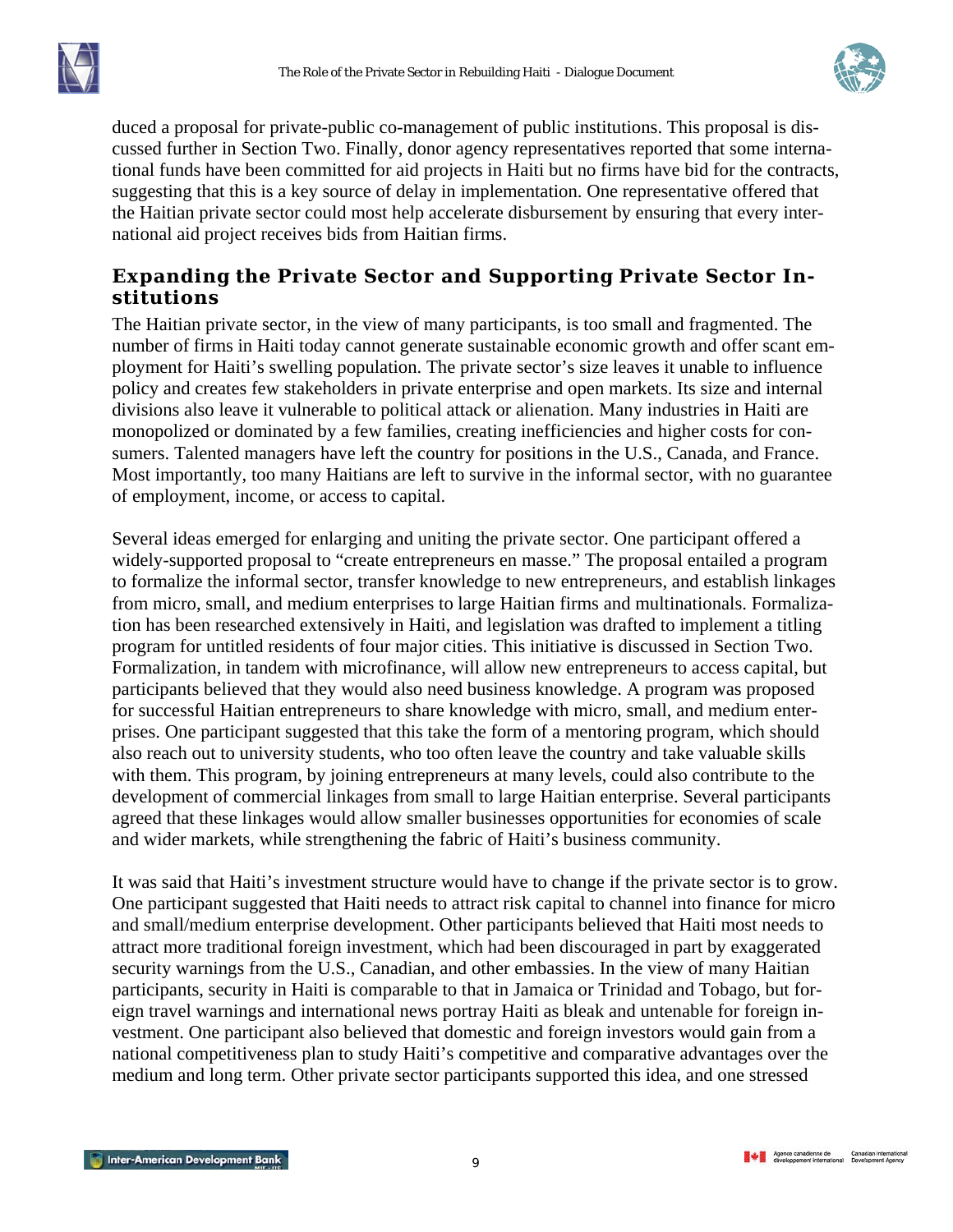duced a proposal for private-public co-management of public institutions. This proposal is discussed further in Section Two. Finally, donor agency representatives reported that some international funds have been committed for aid projects in Haiti but no firms have bid for the contracts, suggesting that this is a key source of delay in implementation. One representative offered that the Haitian private sector could most help accelerate disbursement by ensuring that every international aid project receives bids from Haitian firms.

## Expanding the Private Sector and Supporting Private Sector Institutions

The Haitian private sector, in the view of many participants, is too small and fragmented. The number of firms in Haiti today cannot generate sustainable economic growth and offer scant employment for Haiti's swelling population. The private sector's size leaves it unable to influence policy and creates few stakeholders in private enterprise and open markets. Its size and internal divisions also leave it vulnerable to political attack or alienation. Many industries in Haiti are monopolized or dominated by a few families, creating inefficiencies and higher costs for consumers. Talented managers have left the country for positions in the U.S., Canada, and France. Most importantly, too many Haitians are left to survive in the informal sector, with no guarantee of employment, income, or access to capital.

Several ideas emerged for enlarging and uniting the private sector. One participant offered a widely-supported proposal to "create entrepreneurs en masse." The proposal entailed a program to formalize the informal sector, transfer knowledge to new entrepreneurs, and establish linkages from micro, small, and medium enterprises to large Haitian firms and multinationals. Formalization has been researched extensively in Haiti, and legislation was drafted to implement a titling program for untitled residents of four major cities. This initiative is discussed in Section Two. Formalization, in tandem with microfinance, will allow new entrepreneurs to access capital, but participants believed that they would also need business knowledge. A program was proposed for successful Haitian entrepreneurs to share knowledge with micro, small, and medium enterprises. One participant suggested that this take the form of a mentoring program, which should also reach out to university students, who too often leave the country and take valuable skills with them. This program, by joining entrepreneurs at many levels, could also contribute to the development of commercial linkages from small to large Haitian enterprise. Several participants agreed that these linkages would allow smaller businesses opportunities for economies of scale and wider markets, while strengthening the fabric of Haiti's business community.

It was said that Haiti's investment structure would have to change if the private sector is to grow. One participant suggested that Haiti needs to attract risk capital to channel into finance for micro and small/medium enterprise development. Other participants believed that Haiti most needs to attract more traditional foreign investment, which had been discouraged in part by exaggerated security warnings from the U.S., Canadian, and other embassies. In the view of many Haitian participants, security in Haiti is comparable to that in Jamaica or Trinidad and Tobago, but foreign travel warnings and international news portray Haiti as bleak and untenable for foreign investment. One participant also believed that domestic and foreign investors would gain from a national competitiveness plan to study Haiti's competitive and comparative advantages over the medium and long term. Other private sector participants supported this idea, and one stressed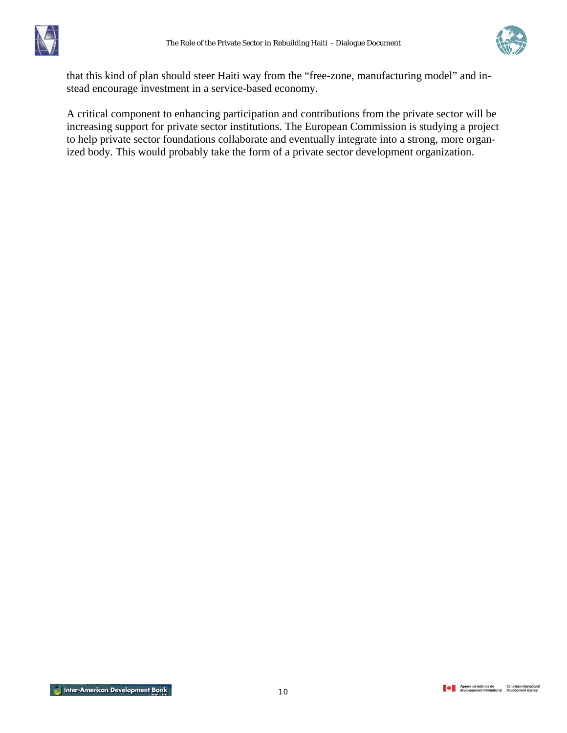that this kind of plan should steer Haiti way from the "free-zone, manufacturing model" and instead encourage investment in a service-based economy.

A critical component to enhancing participation and contributions from the private sector will be increasing support for private sector institutions. The European Commission is studying a project to help private sector foundations collaborate and eventually integrate into a strong, more organized body. This would probably take the form of a private sector development organization.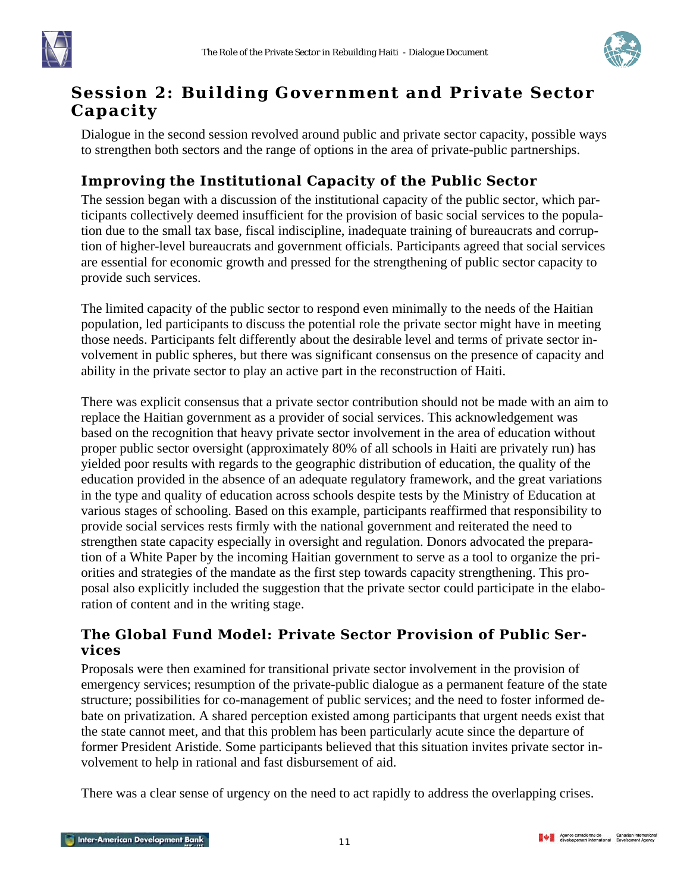# Session 2: Building Government and Private Sector Capacity

Dialogue in the second session revolved around public and private sector capacity, possible ways to strengthen both sectors and the range of options in the area of private-public partnerships.

## Improving the Institutional Capacity of the Public Sector

The session began with a discussion of the institutional capacity of the public sector, which participants collectively deemed insufficient for the provision of basic social services to the population due to the small tax base, fiscal indiscipline, inadequate training of bureaucrats and corruption of higher-level bureaucrats and government officials. Participants agreed that social services are essential for economic growth and pressed for the strengthening of public sector capacity to provide such services.

The limited capacity of the public sector to respond even minimally to the needs of the Haitian population, led participants to discuss the potential role the private sector might have in meeting those needs. Participants felt differently about the desirable level and terms of private sector involvement in public spheres, but there was significant consensus on the presence of capacity and ability in the private sector to play an active part in the reconstruction of Haiti.

There was explicit consensus that a private sector contribution should not be made with an aim to replace the Haitian government as a provider of social services. This acknowledgement was based on the recognition that heavy private sector involvement in the area of education without proper public sector oversight (approximately 80% of all schools in Haiti are privately run) has yielded poor results with regards to the geographic distribution of education, the quality of the education provided in the absence of an adequate regulatory framework, and the great variations in the type and quality of education across schools despite tests by the Ministry of Education at various stages of schooling. Based on this example, participants reaffirmed that responsibility to provide social services rests firmly with the national government and reiterated the need to strengthen state capacity especially in oversight and regulation. Donors advocated the preparation of a White Paper by the incoming Haitian government to serve as a tool to organize the priorities and strategies of the mandate as the first step towards capacity strengthening. This proposal also explicitly included the suggestion that the private sector could participate in the elaboration of content and in the writing stage.

## The Global Fund Model: Private Sector Provision of Public Services

Proposals were then examined for transitional private sector involvement in the provision of emergency services; resumption of the private-public dialogue as a permanent feature of the state structure; possibilities for co-management of public services; and the need to foster informed debate on privatization. A shared perception existed among participants that urgent needs exist that the state cannot meet, and that this problem has been particularly acute since the departure of former President Aristide. Some participants believed that this situation invites private sector involvement to help in rational and fast disbursement of aid.

There was a clear sense of urgency on the need to act rapidly to address the overlapping crises.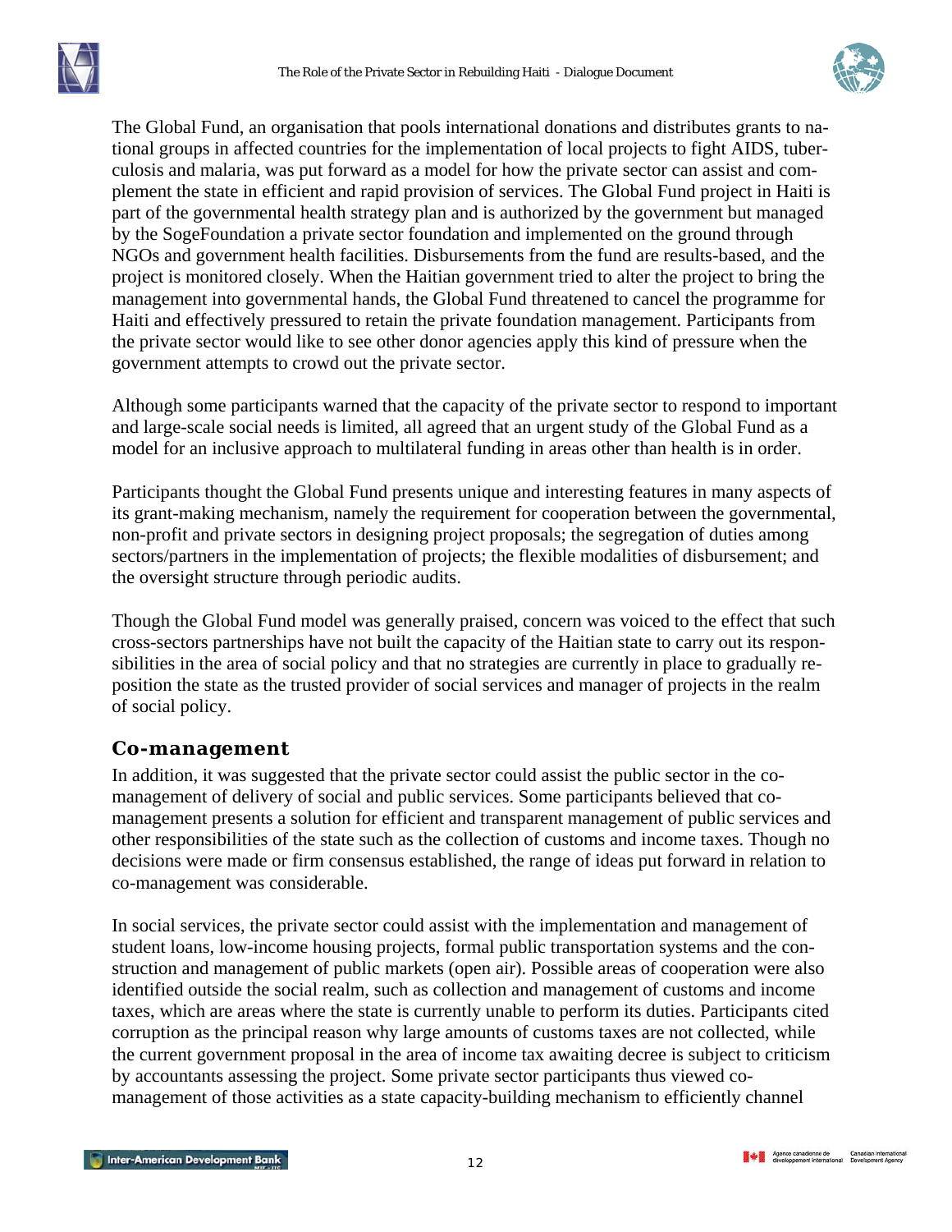The Global Fund, an organisation that pools international donations and distributes grants to national groups in affected countries for the implementation of local projects to fight AIDS, tuberculosis and malaria, was put forward as a model for how the private sector can assist and complement the state in efficient and rapid provision of services. The Global Fund project in Haiti is part of the governmental health strategy plan and is authorized by the government but managed by the SogeFoundation a private sector foundation and implemented on the ground through NGOs and government health facilities. Disbursements from the fund are results-based, and the project is monitored closely. When the Haitian government tried to alter the project to bring the management into governmental hands, the Global Fund threatened to cancel the programme for Haiti and effectively pressured to retain the private foundation management. Participants from the private sector would like to see other donor agencies apply this kind of pressure when the government attempts to crowd out the private sector.

Although some participants warned that the capacity of the private sector to respond to important and large-scale social needs is limited, all agreed that an urgent study of the Global Fund as a model for an inclusive approach to multilateral funding in areas other than health is in order.

Participants thought the Global Fund presents unique and interesting features in many aspects of its grant-making mechanism, namely the requirement for cooperation between the governmental, non-profit and private sectors in designing project proposals; the segregation of duties among sectors/partners in the implementation of projects; the flexible modalities of disbursement; and the oversight structure through periodic audits.

Though the Global Fund model was generally praised, concern was voiced to the effect that such cross-sectors partnerships have not built the capacity of the Haitian state to carry out its responsibilities in the area of social policy and that no strategies are currently in place to gradually reposition the state as the trusted provider of social services and manager of projects in the realm of social policy.

## Co-management

In addition, it was suggested that the private sector could assist the public sector in the co-management of delivery of social and public services. Some participants believed that co-management presents a solution for efficient and transparent management of public services and other responsibilities of the state such as the collection of customs and income taxes. Though no decisions were made or firm consensus established, the range of ideas put forward in relation to co-management was considerable.

In social services, the private sector could assist with the implementation and management of student loans, low-income housing projects, formal public transportation systems and the construction and management of public markets (open air). Possible areas of cooperation were also identified outside the social realm, such as collection and management of customs and income taxes, which are areas where the state is currently unable to perform its duties. Participants cited corruption as the principal reason why large amounts of customs taxes are not collected, while the current government proposal in the area of income tax awaiting decree is subject to criticism by accountants assessing the project. Some private sector participants thus viewed co-management of those activities as a state capacity-building mechanism to efficiently channel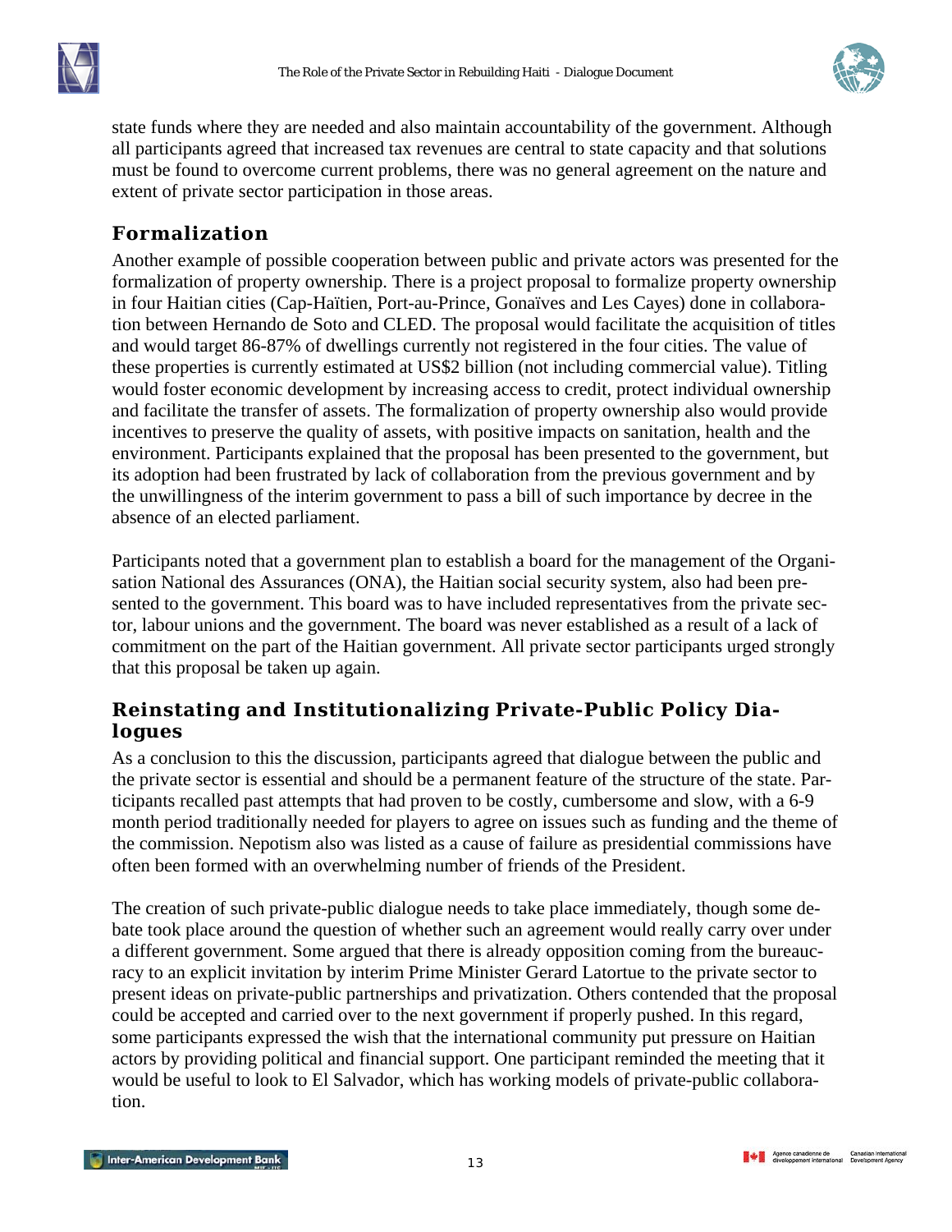state funds where they are needed and also maintain accountability of the government. Although all participants agreed that increased tax revenues are central to state capacity and that solutions must be found to overcome current problems, there was no general agreement on the nature and extent of private sector participation in those areas.

## Formalization

Another example of possible cooperation between public and private actors was presented for the formalization of property ownership. There is a project proposal to formalize property ownership in four Haitian cities (Cap-Haïtien, Port-au-Prince, Gonaïves and Les Cayes) done in collaboration between Hernando de Soto and CLED. The proposal would facilitate the acquisition of titles and would target 86-87% of dwellings currently not registered in the four cities. The value of these properties is currently estimated at US$2 billion (not including commercial value). Titling would foster economic development by increasing access to credit, protect individual ownership and facilitate the transfer of assets. The formalization of property ownership also would provide incentives to preserve the quality of assets, with positive impacts on sanitation, health and the environment. Participants explained that the proposal has been presented to the government, but its adoption had been frustrated by lack of collaboration from the previous government and by the unwillingness of the interim government to pass a bill of such importance by decree in the absence of an elected parliament.

Participants noted that a government plan to establish a board for the management of the Organisation National des Assurances (ONA), the Haitian social security system, also had been presented to the government. This board was to have included representatives from the private sector, labour unions and the government. The board was never established as a result of a lack of commitment on the part of the Haitian government. All private sector participants urged strongly that this proposal be taken up again.

## Reinstating and Institutionalizing Private-Public Policy Dialogues

As a conclusion to this the discussion, participants agreed that dialogue between the public and the private sector is essential and should be a permanent feature of the structure of the state. Participants recalled past attempts that had proven to be costly, cumbersome and slow, with a 6-9 month period traditionally needed for players to agree on issues such as funding and the theme of the commission. Nepotism also was listed as a cause of failure as presidential commissions have often been formed with an overwhelming number of friends of the President.

The creation of such private-public dialogue needs to take place immediately, though some debate took place around the question of whether such an agreement would really carry over under a different government. Some argued that there is already opposition coming from the bureaucracy to an explicit invitation by interim Prime Minister Gerard Latortue to the private sector to present ideas on private-public partnerships and privatization. Others contended that the proposal could be accepted and carried over to the next government if properly pushed. In this regard, some participants expressed the wish that the international community put pressure on Haitian actors by providing political and financial support. One participant reminded the meeting that it would be useful to look to El Salvador, which has working models of private-public collaboration.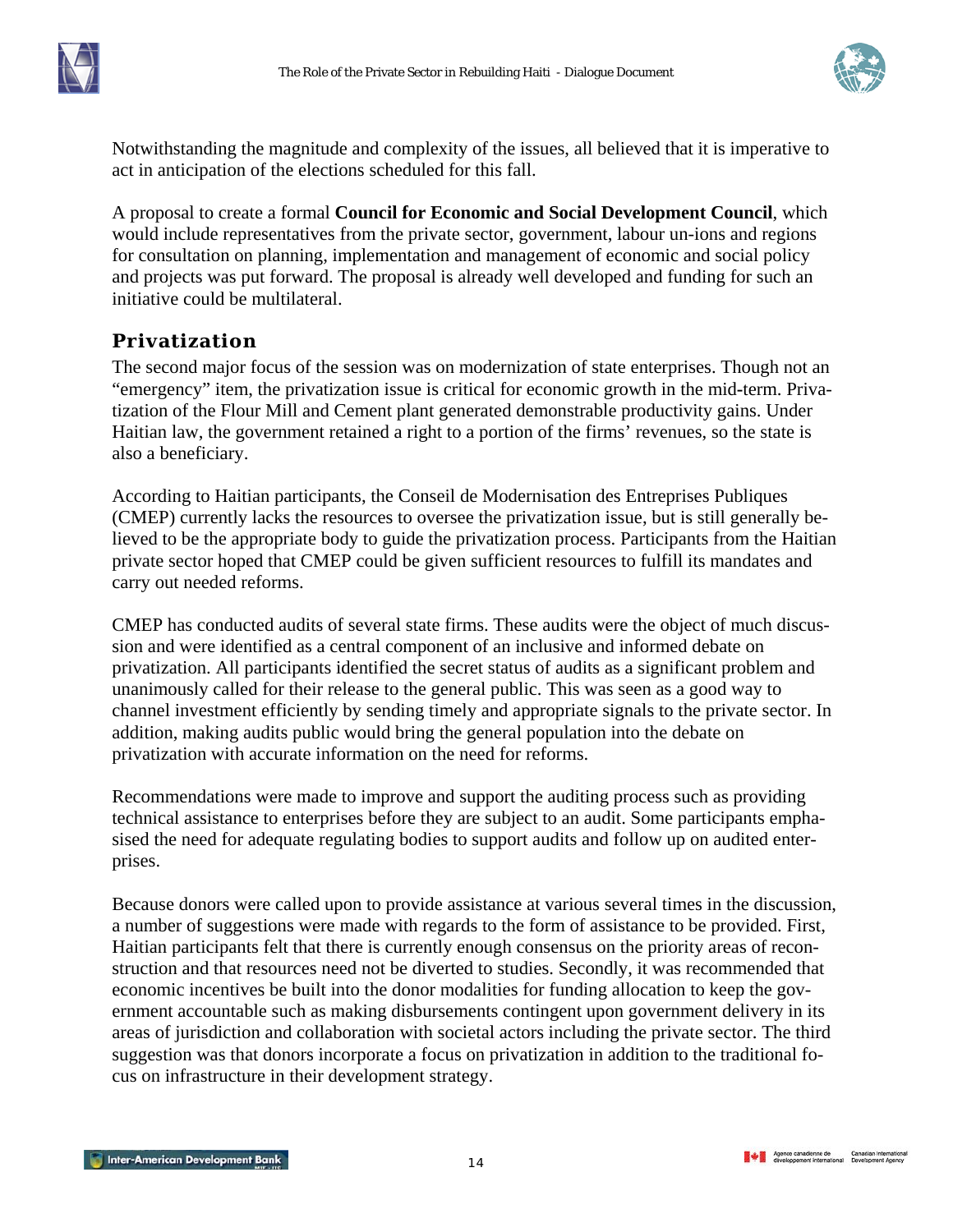Notwithstanding the magnitude and complexity of the issues, all believed that it is imperative to act in anticipation of the elections scheduled for this fall.

A proposal to create a formal **Council for Economic and Social Development Council**, which would include representatives from the private sector, government, labour un-ions and regions for consultation on planning, implementation and management of economic and social policy and projects was put forward. The proposal is already well developed and funding for such an initiative could be multilateral.

## Privatization

The second major focus of the session was on modernization of state enterprises. Though not an "emergency" item, the privatization issue is critical for economic growth in the mid-term. Privatization of the Flour Mill and Cement plant generated demonstrable productivity gains. Under Haitian law, the government retained a right to a portion of the firms' revenues, so the state is also a beneficiary.

According to Haitian participants, the Conseil de Modernisation des Entreprises Publiques (CMEP) currently lacks the resources to oversee the privatization issue, but is still generally believed to be the appropriate body to guide the privatization process. Participants from the Haitian private sector hoped that CMEP could be given sufficient resources to fulfill its mandates and carry out needed reforms.

CMEP has conducted audits of several state firms. These audits were the object of much discussion and were identified as a central component of an inclusive and informed debate on privatization. All participants identified the secret status of audits as a significant problem and unanimously called for their release to the general public. This was seen as a good way to channel investment efficiently by sending timely and appropriate signals to the private sector. In addition, making audits public would bring the general population into the debate on privatization with accurate information on the need for reforms.

Recommendations were made to improve and support the auditing process such as providing technical assistance to enterprises before they are subject to an audit. Some participants emphasised the need for adequate regulating bodies to support audits and follow up on audited enterprises.

Because donors were called upon to provide assistance at various several times in the discussion, a number of suggestions were made with regards to the form of assistance to be provided. First, Haitian participants felt that there is currently enough consensus on the priority areas of reconstruction and that resources need not be diverted to studies. Secondly, it was recommended that economic incentives be built into the donor modalities for funding allocation to keep the government accountable such as making disbursements contingent upon government delivery in its areas of jurisdiction and collaboration with societal actors including the private sector. The third suggestion was that donors incorporate a focus on privatization in addition to the traditional focus on infrastructure in their development strategy.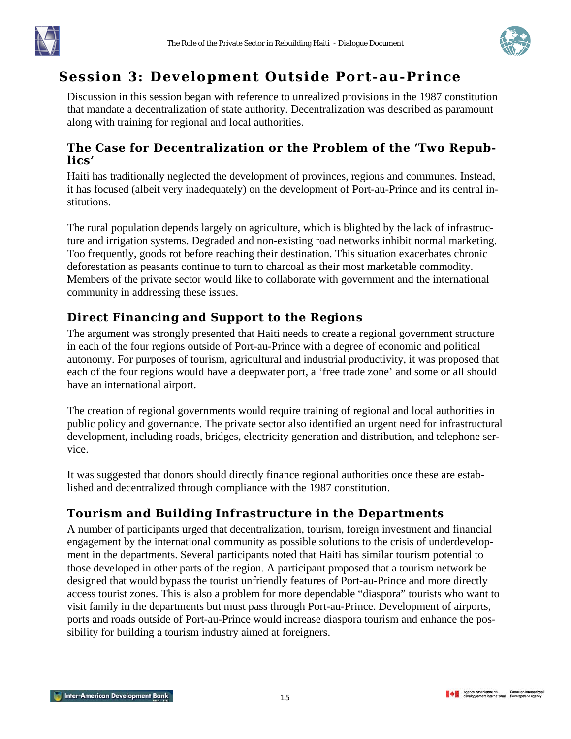# Session 3: Development Outside Port-au-Prince

Discussion in this session began with reference to unrealized provisions in the 1987 constitution that mandate a decentralization of state authority. Decentralization was described as paramount along with training for regional and local authorities.

## The Case for Decentralization or the Problem of the 'Two Republics'

Haiti has traditionally neglected the development of provinces, regions and communes. Instead, it has focused (albeit very inadequately) on the development of Port-au-Prince and its central institutions.

The rural population depends largely on agriculture, which is blighted by the lack of infrastructure and irrigation systems. Degraded and non-existing road networks inhibit normal marketing. Too frequently, goods rot before reaching their destination. This situation exacerbates chronic deforestation as peasants continue to turn to charcoal as their most marketable commodity. Members of the private sector would like to collaborate with government and the international community in addressing these issues.

## Direct Financing and Support to the Regions

The argument was strongly presented that Haiti needs to create a regional government structure in each of the four regions outside of Port-au-Prince with a degree of economic and political autonomy. For purposes of tourism, agricultural and industrial productivity, it was proposed that each of the four regions would have a deepwater port, a 'free trade zone' and some or all should have an international airport.

The creation of regional governments would require training of regional and local authorities in public policy and governance. The private sector also identified an urgent need for infrastructural development, including roads, bridges, electricity generation and distribution, and telephone service.

It was suggested that donors should directly finance regional authorities once these are established and decentralized through compliance with the 1987 constitution.

## Tourism and Building Infrastructure in the Departments

A number of participants urged that decentralization, tourism, foreign investment and financial engagement by the international community as possible solutions to the crisis of underdevelopment in the departments. Several participants noted that Haiti has similar tourism potential to those developed in other parts of the region. A participant proposed that a tourism network be designed that would bypass the tourist unfriendly features of Port-au-Prince and more directly access tourist zones. This is also a problem for more dependable "diaspora" tourists who want to visit family in the departments but must pass through Port-au-Prince. Development of airports, ports and roads outside of Port-au-Prince would increase diaspora tourism and enhance the possibility for building a tourism industry aimed at foreigners.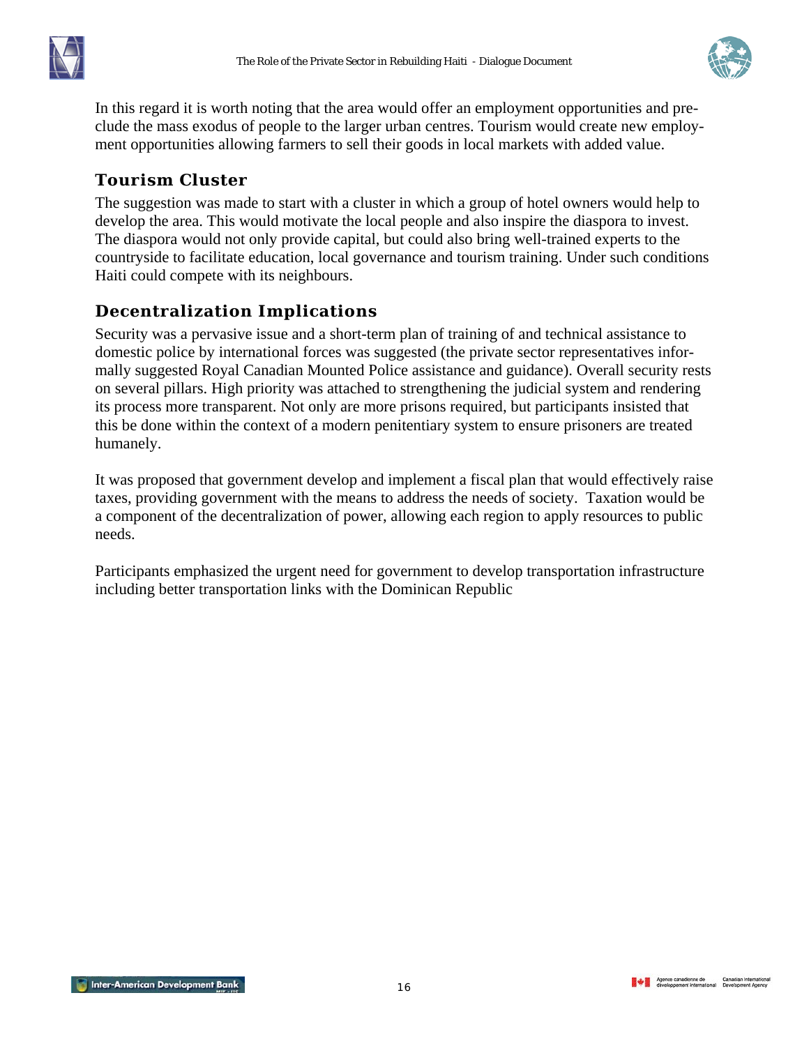In this regard it is worth noting that the area would offer an employment opportunities and preclude the mass exodus of people to the larger urban centres. Tourism would create new employment opportunities allowing farmers to sell their goods in local markets with added value.

## Tourism Cluster

The suggestion was made to start with a cluster in which a group of hotel owners would help to develop the area. This would motivate the local people and also inspire the diaspora to invest. The diaspora would not only provide capital, but could also bring well-trained experts to the countryside to facilitate education, local governance and tourism training. Under such conditions Haiti could compete with its neighbours.

## Decentralization Implications

Security was a pervasive issue and a short-term plan of training of and technical assistance to domestic police by international forces was suggested (the private sector representatives informally suggested Royal Canadian Mounted Police assistance and guidance). Overall security rests on several pillars. High priority was attached to strengthening the judicial system and rendering its process more transparent. Not only are more prisons required, but participants insisted that this be done within the context of a modern penitentiary system to ensure prisoners are treated humanely.

It was proposed that government develop and implement a fiscal plan that would effectively raise taxes, providing government with the means to address the needs of society. Taxation would be a component of the decentralization of power, allowing each region to apply resources to public needs.

Participants emphasized the urgent need for government to develop transportation infrastructure including better transportation links with the Dominican Republic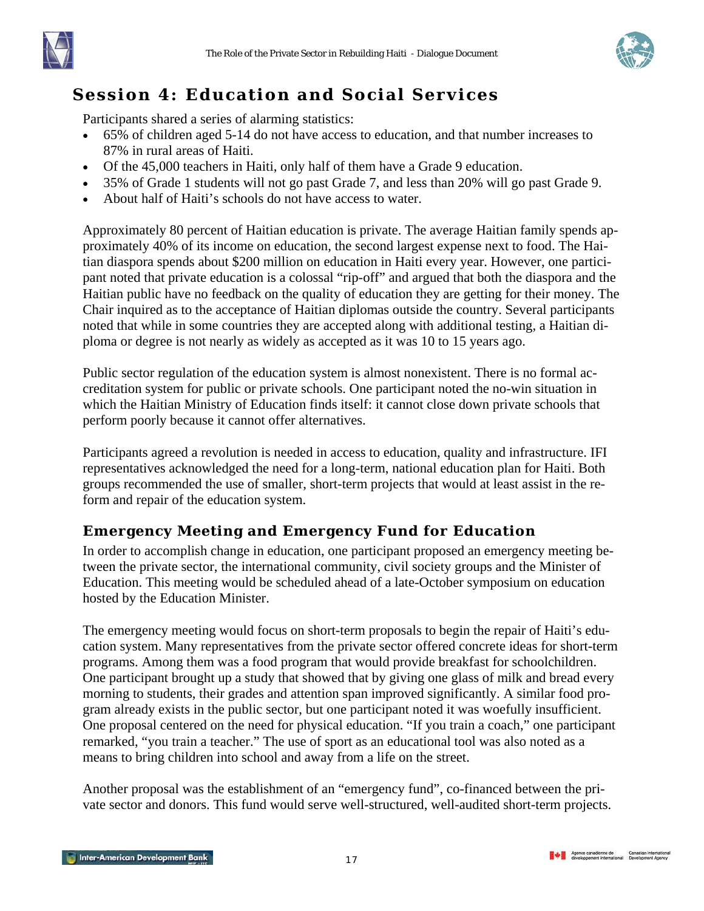# Session 4: Education and Social Services

Participants shared a series of alarming statistics:

- 65% of children aged 5-14 do not have access to education, and that number increases to 87% in rural areas of Haiti.
- Of the 45,000 teachers in Haiti, only half of them have a Grade 9 education.
- 35% of Grade 1 students will not go past Grade 7, and less than 20% will go past Grade 9.
- About half of Haiti's schools do not have access to water.

Approximately 80 percent of Haitian education is private. The average Haitian family spends approximately 40% of its income on education, the second largest expense next to food. The Haitian diaspora spends about $200 million on education in Haiti every year. However, one participant noted that private education is a colossal "rip-off" and argued that both the diaspora and the Haitian public have no feedback on the quality of education they are getting for their money. The Chair inquired as to the acceptance of Haitian diplomas outside the country. Several participants noted that while in some countries they are accepted along with additional testing, a Haitian diploma or degree is not nearly as widely as accepted as it was 10 to 15 years ago.

Public sector regulation of the education system is almost nonexistent. There is no formal accreditation system for public or private schools. One participant noted the no-win situation in which the Haitian Ministry of Education finds itself: it cannot close down private schools that perform poorly because it cannot offer alternatives.

Participants agreed a revolution is needed in access to education, quality and infrastructure. IFI representatives acknowledged the need for a long-term, national education plan for Haiti. Both groups recommended the use of smaller, short-term projects that would at least assist in the reform and repair of the education system.

## Emergency Meeting and Emergency Fund for Education

In order to accomplish change in education, one participant proposed an emergency meeting between the private sector, the international community, civil society groups and the Minister of Education. This meeting would be scheduled ahead of a late-October symposium on education hosted by the Education Minister.

The emergency meeting would focus on short-term proposals to begin the repair of Haiti's education system. Many representatives from the private sector offered concrete ideas for short-term programs. Among them was a food program that would provide breakfast for schoolchildren. One participant brought up a study that showed that by giving one glass of milk and bread every morning to students, their grades and attention span improved significantly. A similar food program already exists in the public sector, but one participant noted it was woefully insufficient. One proposal centered on the need for physical education. "If you train a coach," one participant remarked, "you train a teacher." The use of sport as an educational tool was also noted as a means to bring children into school and away from a life on the street.

Another proposal was the establishment of an "emergency fund", co-financed between the private sector and donors. This fund would serve well-structured, well-audited short-term projects.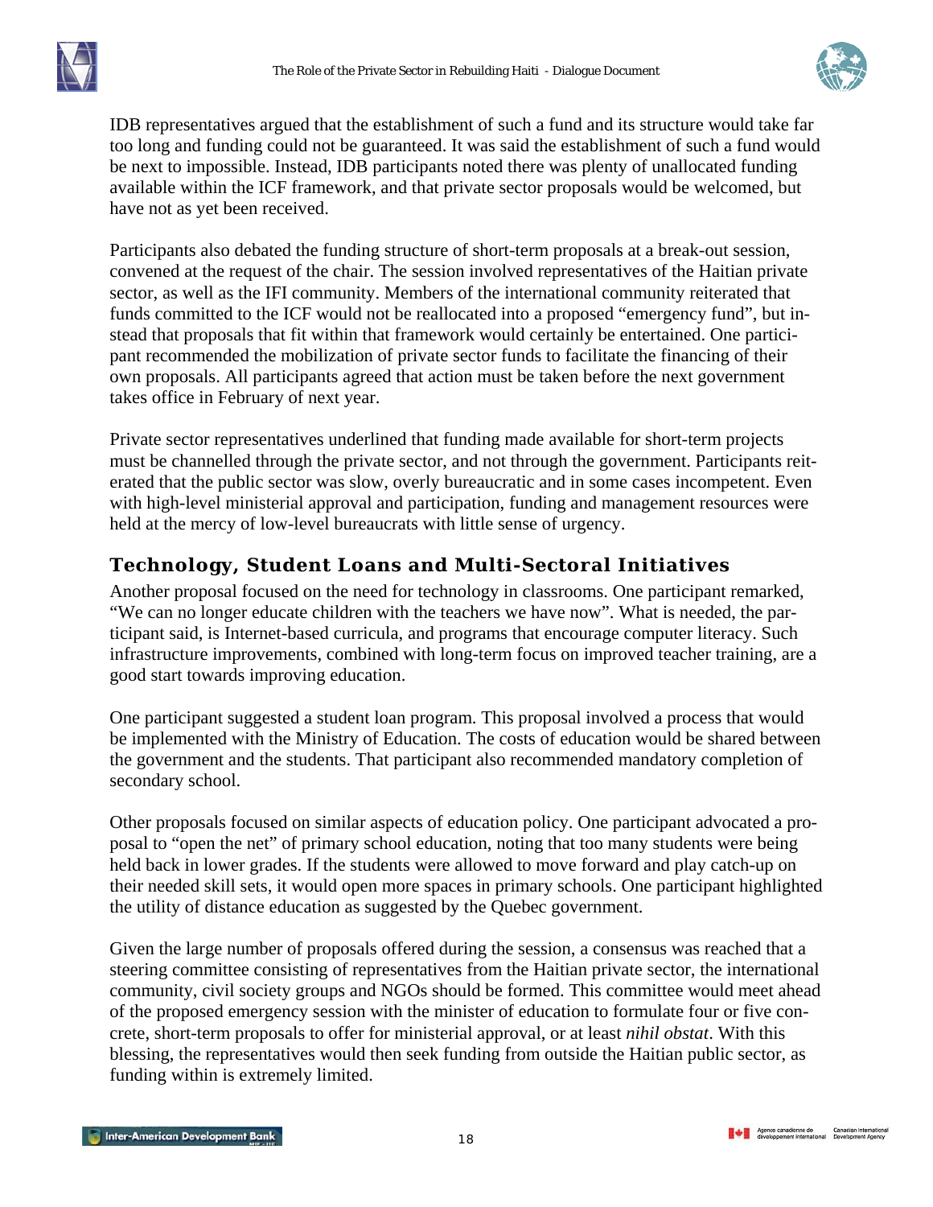IDB representatives argued that the establishment of such a fund and its structure would take far too long and funding could not be guaranteed. It was said the establishment of such a fund would be next to impossible. Instead, IDB participants noted there was plenty of unallocated funding available within the ICF framework, and that private sector proposals would be welcomed, but have not as yet been received.

Participants also debated the funding structure of short-term proposals at a break-out session, convened at the request of the chair. The session involved representatives of the Haitian private sector, as well as the IFI community. Members of the international community reiterated that funds committed to the ICF would not be reallocated into a proposed "emergency fund", but instead that proposals that fit within that framework would certainly be entertained. One participant recommended the mobilization of private sector funds to facilitate the financing of their own proposals. All participants agreed that action must be taken before the next government takes office in February of next year.

Private sector representatives underlined that funding made available for short-term projects must be channelled through the private sector, and not through the government. Participants reiterated that the public sector was slow, overly bureaucratic and in some cases incompetent. Even with high-level ministerial approval and participation, funding and management resources were held at the mercy of low-level bureaucrats with little sense of urgency.

## Technology, Student Loans and Multi-Sectoral Initiatives

Another proposal focused on the need for technology in classrooms. One participant remarked, "We can no longer educate children with the teachers we have now". What is needed, the participant said, is Internet-based curricula, and programs that encourage computer literacy. Such infrastructure improvements, combined with long-term focus on improved teacher training, are a good start towards improving education.

One participant suggested a student loan program. This proposal involved a process that would be implemented with the Ministry of Education. The costs of education would be shared between the government and the students. That participant also recommended mandatory completion of secondary school.

Other proposals focused on similar aspects of education policy. One participant advocated a proposal to "open the net" of primary school education, noting that too many students were being held back in lower grades. If the students were allowed to move forward and play catch-up on their needed skill sets, it would open more spaces in primary schools. One participant highlighted the utility of distance education as suggested by the Quebec government.

Given the large number of proposals offered during the session, a consensus was reached that a steering committee consisting of representatives from the Haitian private sector, the international community, civil society groups and NGOs should be formed. This committee would meet ahead of the proposed emergency session with the minister of education to formulate four or five concrete, short-term proposals to offer for ministerial approval, or at least *nihil obstat*. With this blessing, the representatives would then seek funding from outside the Haitian public sector, as funding within is extremely limited.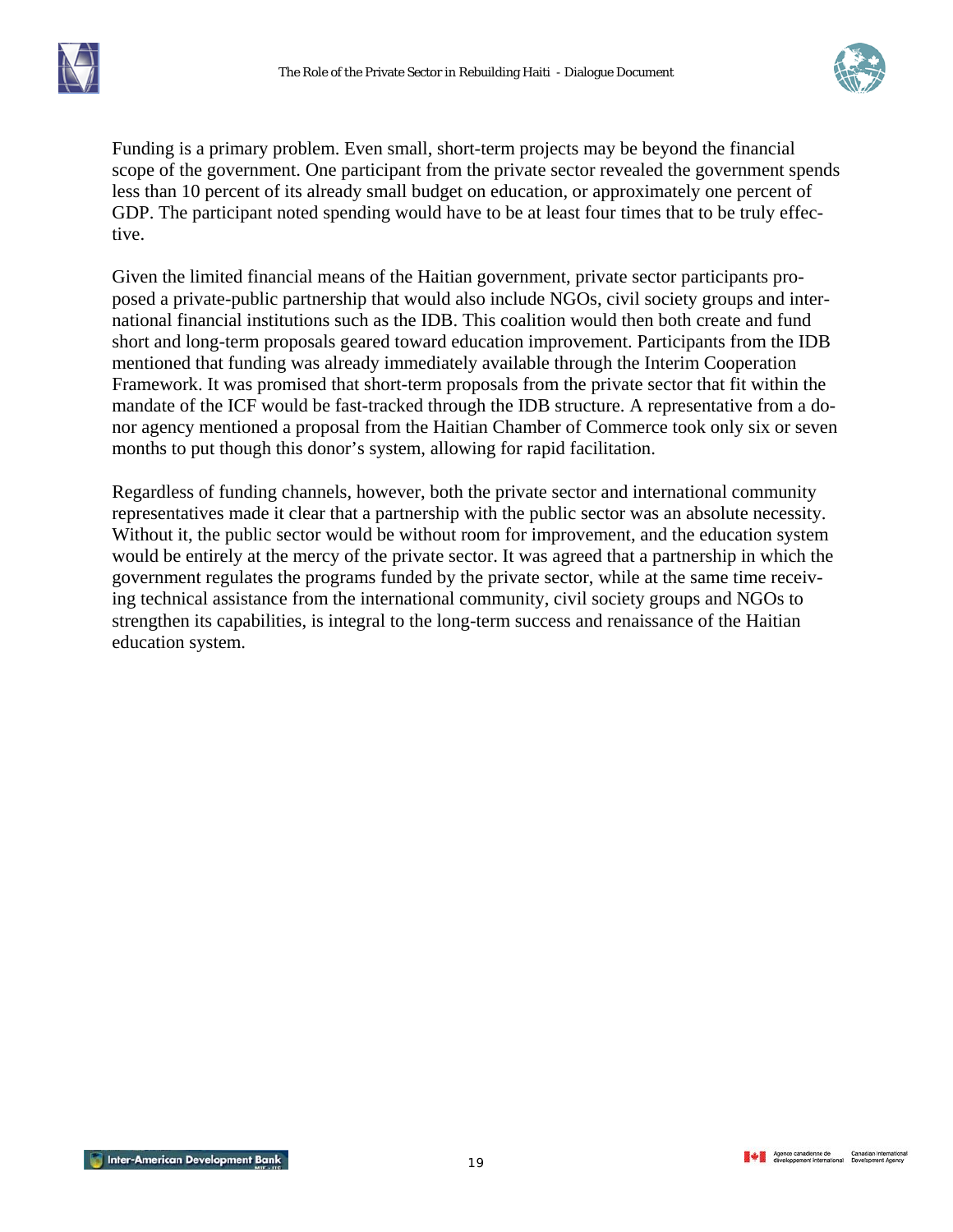Funding is a primary problem. Even small, short-term projects may be beyond the financial scope of the government. One participant from the private sector revealed the government spends less than 10 percent of its already small budget on education, or approximately one percent of GDP. The participant noted spending would have to be at least four times that to be truly effective.

Given the limited financial means of the Haitian government, private sector participants proposed a private-public partnership that would also include NGOs, civil society groups and international financial institutions such as the IDB. This coalition would then both create and fund short and long-term proposals geared toward education improvement. Participants from the IDB mentioned that funding was already immediately available through the Interim Cooperation Framework. It was promised that short-term proposals from the private sector that fit within the mandate of the ICF would be fast-tracked through the IDB structure. A representative from a donor agency mentioned a proposal from the Haitian Chamber of Commerce took only six or seven months to put though this donor's system, allowing for rapid facilitation.

Regardless of funding channels, however, both the private sector and international community representatives made it clear that a partnership with the public sector was an absolute necessity. Without it, the public sector would be without room for improvement, and the education system would be entirely at the mercy of the private sector. It was agreed that a partnership in which the government regulates the programs funded by the private sector, while at the same time receiving technical assistance from the international community, civil society groups and NGOs to strengthen its capabilities, is integral to the long-term success and renaissance of the Haitian education system.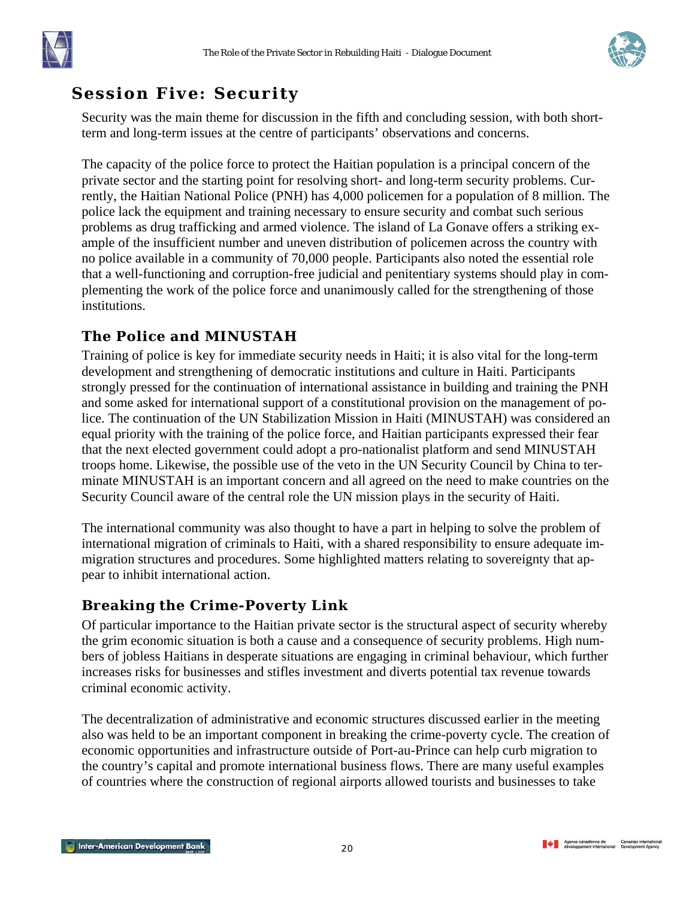## Session Five: Security

Security was the main theme for discussion in the fifth and concluding session, with both short-term and long-term issues at the centre of participants' observations and concerns.

The capacity of the police force to protect the Haitian population is a principal concern of the private sector and the starting point for resolving short- and long-term security problems. Currently, the Haitian National Police (PNH) has 4,000 policemen for a population of 8 million. The police lack the equipment and training necessary to ensure security and combat such serious problems as drug trafficking and armed violence. The island of La Gonave offers a striking example of the insufficient number and uneven distribution of policemen across the country with no police available in a community of 70,000 people. Participants also noted the essential role that a well-functioning and corruption-free judicial and penitentiary systems should play in complementing the work of the police force and unanimously called for the strengthening of those institutions.

### The Police and MINUSTAH

Training of police is key for immediate security needs in Haiti; it is also vital for the long-term development and strengthening of democratic institutions and culture in Haiti. Participants strongly pressed for the continuation of international assistance in building and training the PNH and some asked for international support of a constitutional provision on the management of police. The continuation of the UN Stabilization Mission in Haiti (MINUSTAH) was considered an equal priority with the training of the police force, and Haitian participants expressed their fear that the next elected government could adopt a pro-nationalist platform and send MINUSTAH troops home. Likewise, the possible use of the veto in the UN Security Council by China to terminate MINUSTAH is an important concern and all agreed on the need to make countries on the Security Council aware of the central role the UN mission plays in the security of Haiti.

The international community was also thought to have a part in helping to solve the problem of international migration of criminals to Haiti, with a shared responsibility to ensure adequate immigration structures and procedures. Some highlighted matters relating to sovereignty that appear to inhibit international action.

### Breaking the Crime-Poverty Link

Of particular importance to the Haitian private sector is the structural aspect of security whereby the grim economic situation is both a cause and a consequence of security problems. High numbers of jobless Haitians in desperate situations are engaging in criminal behaviour, which further increases risks for businesses and stifles investment and diverts potential tax revenue towards criminal economic activity.

The decentralization of administrative and economic structures discussed earlier in the meeting also was held to be an important component in breaking the crime-poverty cycle. The creation of economic opportunities and infrastructure outside of Port-au-Prince can help curb migration to the country's capital and promote international business flows. There are many useful examples of countries where the construction of regional airports allowed tourists and businesses to take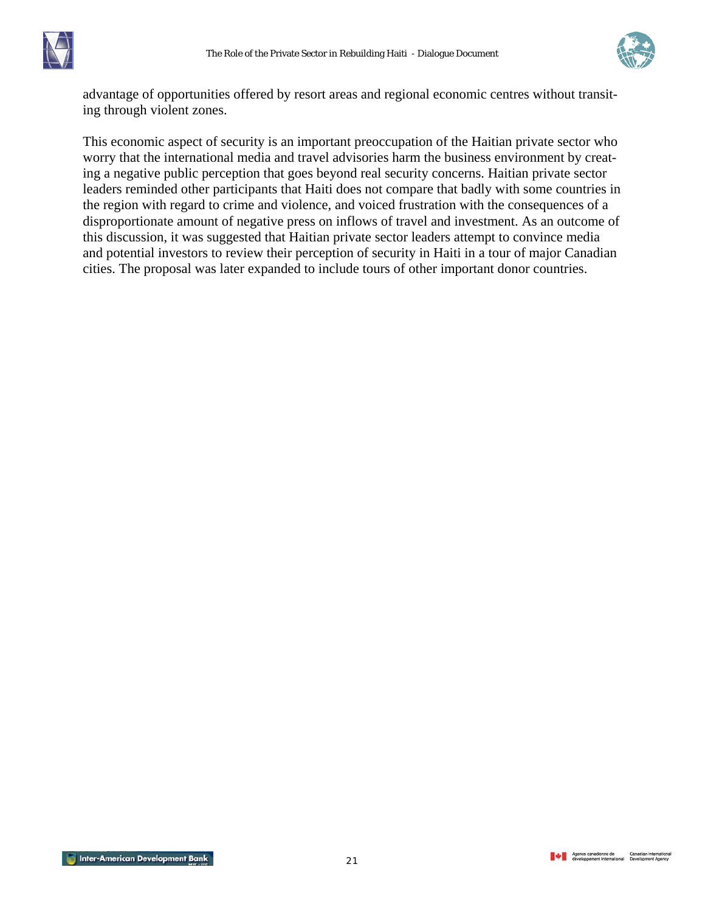advantage of opportunities offered by resort areas and regional economic centres without transiting through violent zones.

This economic aspect of security is an important preoccupation of the Haitian private sector who worry that the international media and travel advisories harm the business environment by creating a negative public perception that goes beyond real security concerns. Haitian private sector leaders reminded other participants that Haiti does not compare that badly with some countries in the region with regard to crime and violence, and voiced frustration with the consequences of a disproportionate amount of negative press on inflows of travel and investment. As an outcome of this discussion, it was suggested that Haitian private sector leaders attempt to convince media and potential investors to review their perception of security in Haiti in a tour of major Canadian cities. The proposal was later expanded to include tours of other important donor countries.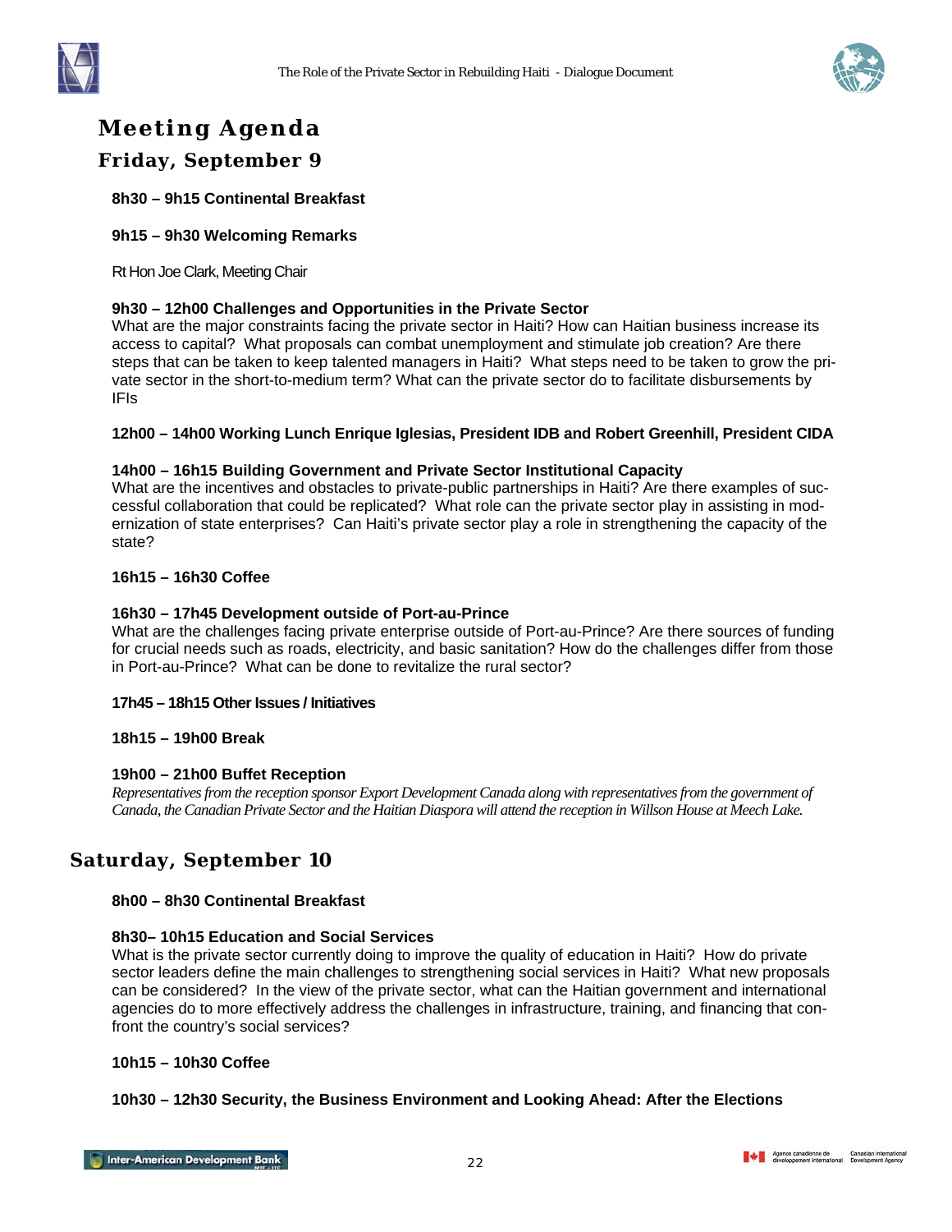# Meeting Agenda

## Friday, September 9

**8h30 – 9h15 Continental Breakfast**

**9h15 – 9h30 Welcoming Remarks**

Rt Hon Joe Clark, Meeting Chair

**9h30 – 12h00 Challenges and Opportunities in the Private Sector**
What are the major constraints facing the private sector in Haiti? How can Haitian business increase its access to capital? What proposals can combat unemployment and stimulate job creation? Are there steps that can be taken to keep talented managers in Haiti? What steps need to be taken to grow the private sector in the short-to-medium term? What can the private sector do to facilitate disbursements by IFIs

**12h00 – 14h00 Working Lunch Enrique Iglesias, President IDB and Robert Greenhill, President CIDA**

**14h00 – 16h15 Building Government and Private Sector Institutional Capacity**
What are the incentives and obstacles to private-public partnerships in Haiti? Are there examples of successful collaboration that could be replicated? What role can the private sector play in assisting in modernization of state enterprises? Can Haiti's private sector play a role in strengthening the capacity of the state?

**16h15 – 16h30 Coffee**

**16h30 – 17h45 Development outside of Port-au-Prince**
What are the challenges facing private enterprise outside of Port-au-Prince? Are there sources of funding for crucial needs such as roads, electricity, and basic sanitation? How do the challenges differ from those in Port-au-Prince? What can be done to revitalize the rural sector?

**17h45 – 18h15 Other Issues / Initiatives**

**18h15 – 19h00 Break**

**19h00 – 21h00 Buffet Reception**
*Representatives from the reception sponsor Export Development Canada along with representatives from the government of Canada, the Canadian Private Sector and the Haitian Diaspora will attend the reception in Willson House at Meech Lake.*

## Saturday, September 10

**8h00 – 8h30 Continental Breakfast**

**8h30– 10h15 Education and Social Services**
What is the private sector currently doing to improve the quality of education in Haiti? How do private sector leaders define the main challenges to strengthening social services in Haiti? What new proposals can be considered? In the view of the private sector, what can the Haitian government and international agencies do to more effectively address the challenges in infrastructure, training, and financing that confront the country's social services?

**10h15 – 10h30 Coffee**

**10h30 – 12h30 Security, the Business Environment and Looking Ahead: After the Elections**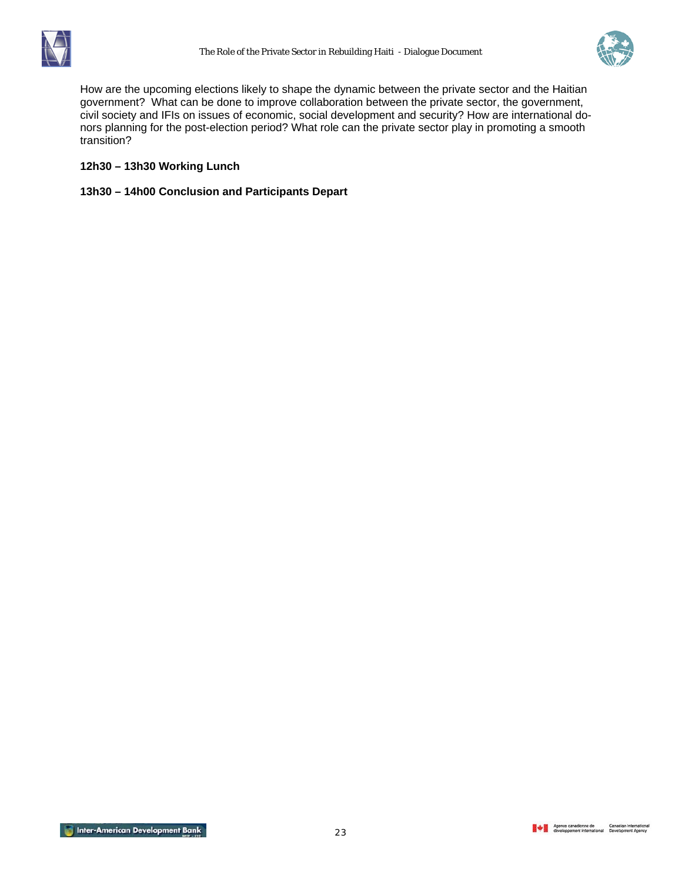How are the upcoming elections likely to shape the dynamic between the private sector and the Haitian government? What can be done to improve collaboration between the private sector, the government, civil society and IFIs on issues of economic, social development and security? How are international donors planning for the post-election period? What role can the private sector play in promoting a smooth transition?

**12h30 – 13h30 Working Lunch**

**13h30 – 14h00 Conclusion and Participants Depart**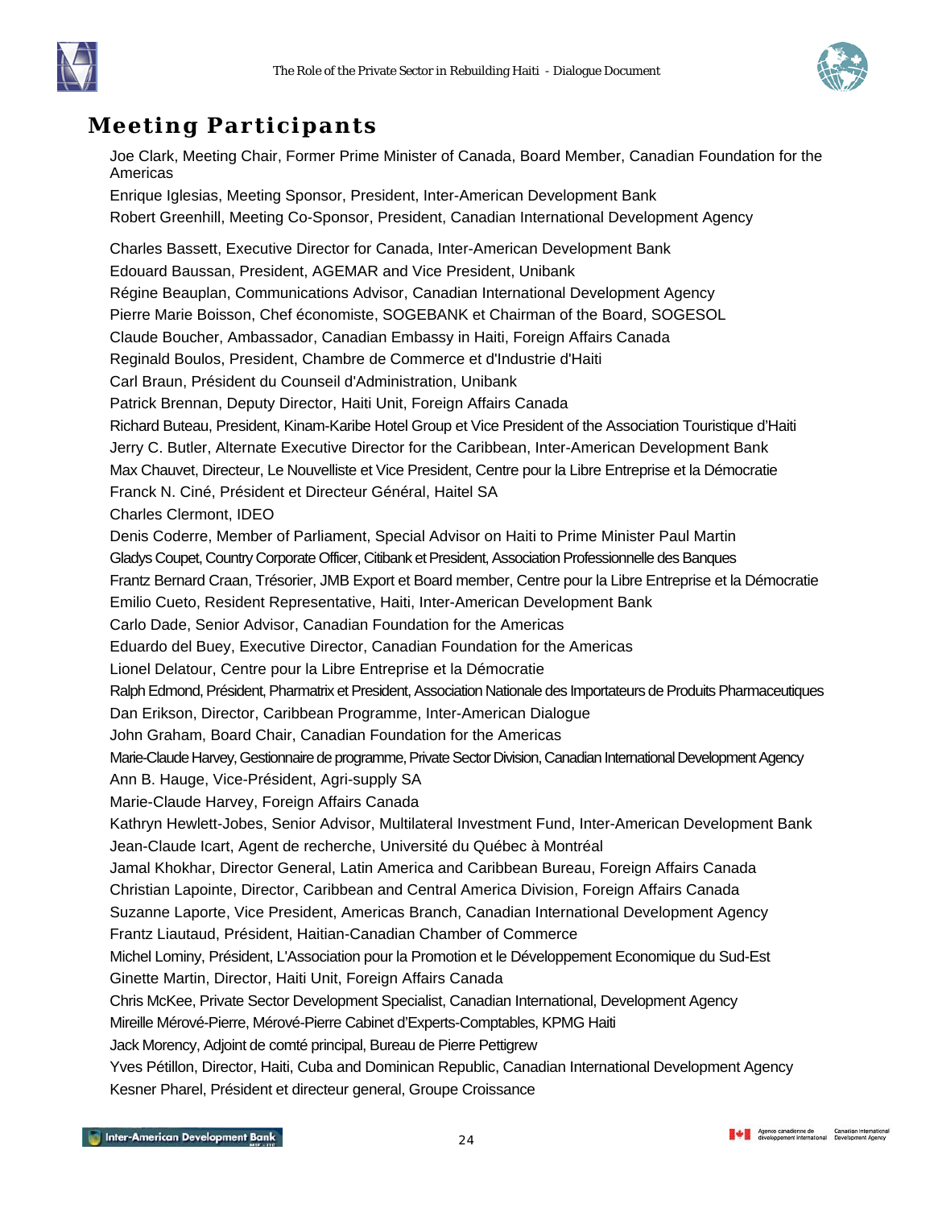## Meeting Participants

Joe Clark, Meeting Chair, Former Prime Minister of Canada, Board Member, Canadian Foundation for the Americas

Enrique Iglesias, Meeting Sponsor, President, Inter-American Development Bank

Robert Greenhill, Meeting Co-Sponsor, President, Canadian International Development Agency

Charles Bassett, Executive Director for Canada, Inter-American Development Bank

Edouard Baussan, President, AGEMAR and Vice President, Unibank

Régine Beauplan, Communications Advisor, Canadian International Development Agency

Pierre Marie Boisson, Chef économiste, SOGEBANK et Chairman of the Board, SOGESOL

Claude Boucher, Ambassador, Canadian Embassy in Haiti, Foreign Affairs Canada

Reginald Boulos, President, Chambre de Commerce et d'Industrie d'Haiti

Carl Braun, Président du Counseil d'Administration, Unibank

Patrick Brennan, Deputy Director, Haiti Unit, Foreign Affairs Canada

Richard Buteau, President, Kinam-Karibe Hotel Group et Vice President of the Association Touristique d'Haiti

Jerry C. Butler, Alternate Executive Director for the Caribbean, Inter-American Development Bank

Max Chauvet, Directeur, Le Nouvelliste et Vice President, Centre pour la Libre Entreprise et la Démocratie

Franck N. Ciné, Président et Directeur Général, Haitel SA

Charles Clermont, IDEO

Denis Coderre, Member of Parliament, Special Advisor on Haiti to Prime Minister Paul Martin

Gladys Coupet, Country Corporate Officer, Citibank et President, Association Professionnelle des Banques

Frantz Bernard Craan, Trésorier, JMB Export et Board member, Centre pour la Libre Entreprise et la Démocratie

Emilio Cueto, Resident Representative, Haiti, Inter-American Development Bank

Carlo Dade, Senior Advisor, Canadian Foundation for the Americas

Eduardo del Buey, Executive Director, Canadian Foundation for the Americas

Lionel Delatour, Centre pour la Libre Entreprise et la Démocratie

Ralph Edmond, Président, Pharmatrix et President, Association Nationale des Importateurs de Produits Pharmaceutiques

Dan Erikson, Director, Caribbean Programme, Inter-American Dialogue

John Graham, Board Chair, Canadian Foundation for the Americas

Marie-Claude Harvey, Gestionnaire de programme, Private Sector Division, Canadian International Development Agency

Ann B. Hauge, Vice-Président, Agri-supply SA

Marie-Claude Harvey, Foreign Affairs Canada

Kathryn Hewlett-Jobes, Senior Advisor, Multilateral Investment Fund, Inter-American Development Bank

Jean-Claude Icart, Agent de recherche, Université du Québec à Montréal

Jamal Khokhar, Director General, Latin America and Caribbean Bureau, Foreign Affairs Canada

Christian Lapointe, Director, Caribbean and Central America Division, Foreign Affairs Canada

Suzanne Laporte, Vice President, Americas Branch, Canadian International Development Agency

Frantz Liautaud, Président, Haitian-Canadian Chamber of Commerce

Michel Lominy, Président, L'Association pour la Promotion et le Développement Economique du Sud-Est

Ginette Martin, Director, Haiti Unit, Foreign Affairs Canada

Chris McKee, Private Sector Development Specialist, Canadian International, Development Agency

Mireille Mérové-Pierre, Mérové-Pierre Cabinet d'Experts-Comptables, KPMG Haiti

Jack Morency, Adjoint de comté principal, Bureau de Pierre Pettigrew

Yves Pétillon, Director, Haiti, Cuba and Dominican Republic, Canadian International Development Agency

Kesner Pharel, Président et directeur general, Groupe Croissance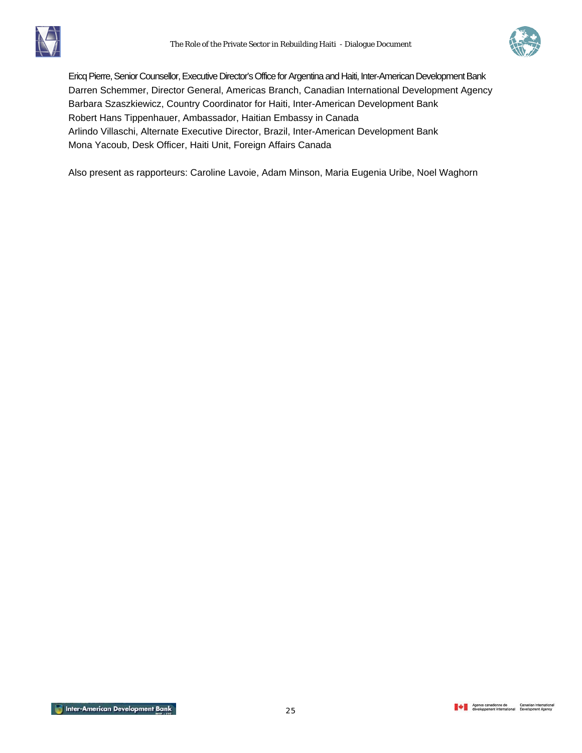Ericq Pierre, Senior Counsellor, Executive Director's Office for Argentina and Haiti, Inter-American Development Bank
Darren Schemmer, Director General, Americas Branch, Canadian International Development Agency
Barbara Szaszkiewicz, Country Coordinator for Haiti, Inter-American Development Bank
Robert Hans Tippenhauer, Ambassador, Haitian Embassy in Canada
Arlindo Villaschi, Alternate Executive Director, Brazil, Inter-American Development Bank
Mona Yacoub, Desk Officer, Haiti Unit, Foreign Affairs Canada

Also present as rapporteurs: Caroline Lavoie, Adam Minson, Maria Eugenia Uribe, Noel Waghorn